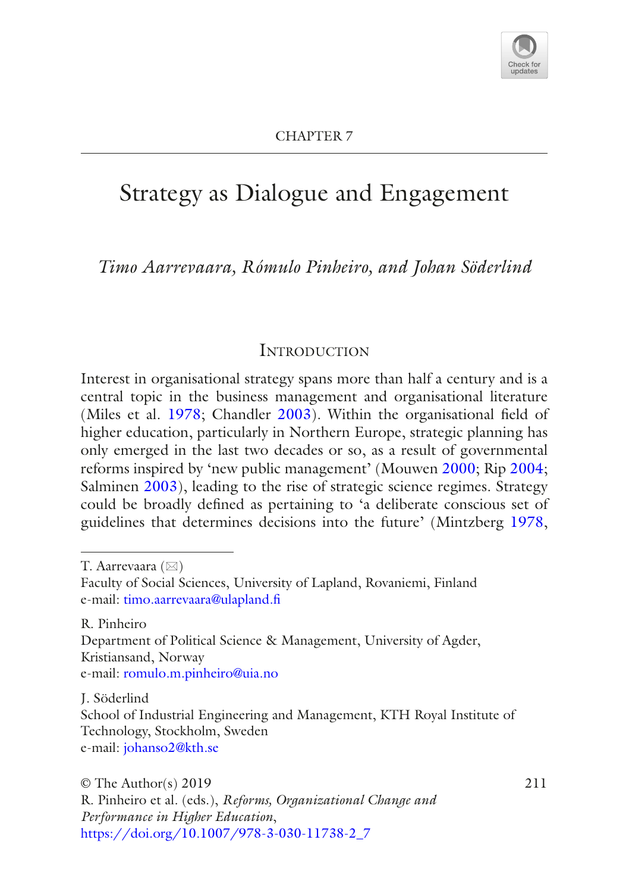CHAPTER 7

# Strategy as Dialogue and Engagement

*Timo Aarrevaara, Rómulo Pinheiro, and Johan Söderlind*

## Introduction

Interest in organisational strategy spans more than half a century and is a central topic in the business management and organisational literature (Miles et al. 1978; Chandler 2003). Within the organisational field of higher education, particularly in Northern Europe, strategic planning has only emerged in the last two decades or so, as a result of governmental reforms inspired by 'new public management' (Mouwen 2000; Rip 2004; Salminen 2003), leading to the rise of strategic science regimes. Strategy could be broadly defined as pertaining to 'a deliberate conscious set of guidelines that determines decisions into the future' (Mintzberg 1978,

---

T. Aarrevaara (✉)
Faculty of Social Sciences, University of Lapland, Rovaniemi, Finland
e-mail: timo.aarrevaara@ulapland.fi

R. Pinheiro
Department of Political Science & Management, University of Agder, Kristiansand, Norway
e-mail: romulo.m.pinheiro@uia.no

J. Söderlind
School of Industrial Engineering and Management, KTH Royal Institute of Technology, Stockholm, Sweden
e-mail: johanso2@kth.se

© The Author(s) 2019
R. Pinheiro et al. (eds.), *Reforms, Organizational Change and Performance in Higher Education*,
https://doi.org/10.1007/978-3-030-11738-2_7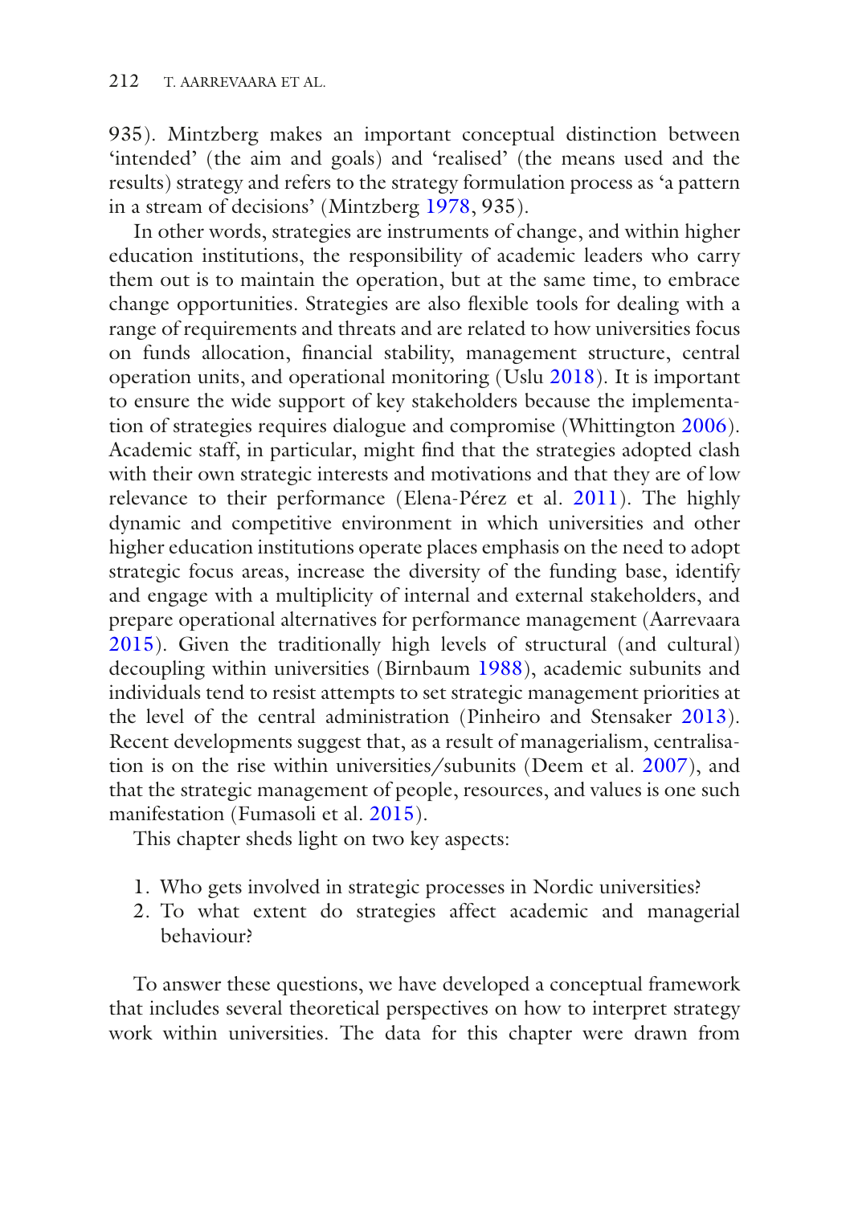935). Mintzberg makes an important conceptual distinction between 'intended' (the aim and goals) and 'realised' (the means used and the results) strategy and refers to the strategy formulation process as 'a pattern in a stream of decisions' (Mintzberg 1978, 935).

In other words, strategies are instruments of change, and within higher education institutions, the responsibility of academic leaders who carry them out is to maintain the operation, but at the same time, to embrace change opportunities. Strategies are also flexible tools for dealing with a range of requirements and threats and are related to how universities focus on funds allocation, financial stability, management structure, central operation units, and operational monitoring (Uslu 2018). It is important to ensure the wide support of key stakeholders because the implementation of strategies requires dialogue and compromise (Whittington 2006). Academic staff, in particular, might find that the strategies adopted clash with their own strategic interests and motivations and that they are of low relevance to their performance (Elena-Pérez et al. 2011). The highly dynamic and competitive environment in which universities and other higher education institutions operate places emphasis on the need to adopt strategic focus areas, increase the diversity of the funding base, identify and engage with a multiplicity of internal and external stakeholders, and prepare operational alternatives for performance management (Aarrevaara 2015). Given the traditionally high levels of structural (and cultural) decoupling within universities (Birnbaum 1988), academic subunits and individuals tend to resist attempts to set strategic management priorities at the level of the central administration (Pinheiro and Stensaker 2013). Recent developments suggest that, as a result of managerialism, centralisation is on the rise within universities/subunits (Deem et al. 2007), and that the strategic management of people, resources, and values is one such manifestation (Fumasoli et al. 2015).

This chapter sheds light on two key aspects:

1. Who gets involved in strategic processes in Nordic universities?
2. To what extent do strategies affect academic and managerial behaviour?

To answer these questions, we have developed a conceptual framework that includes several theoretical perspectives on how to interpret strategy work within universities. The data for this chapter were drawn from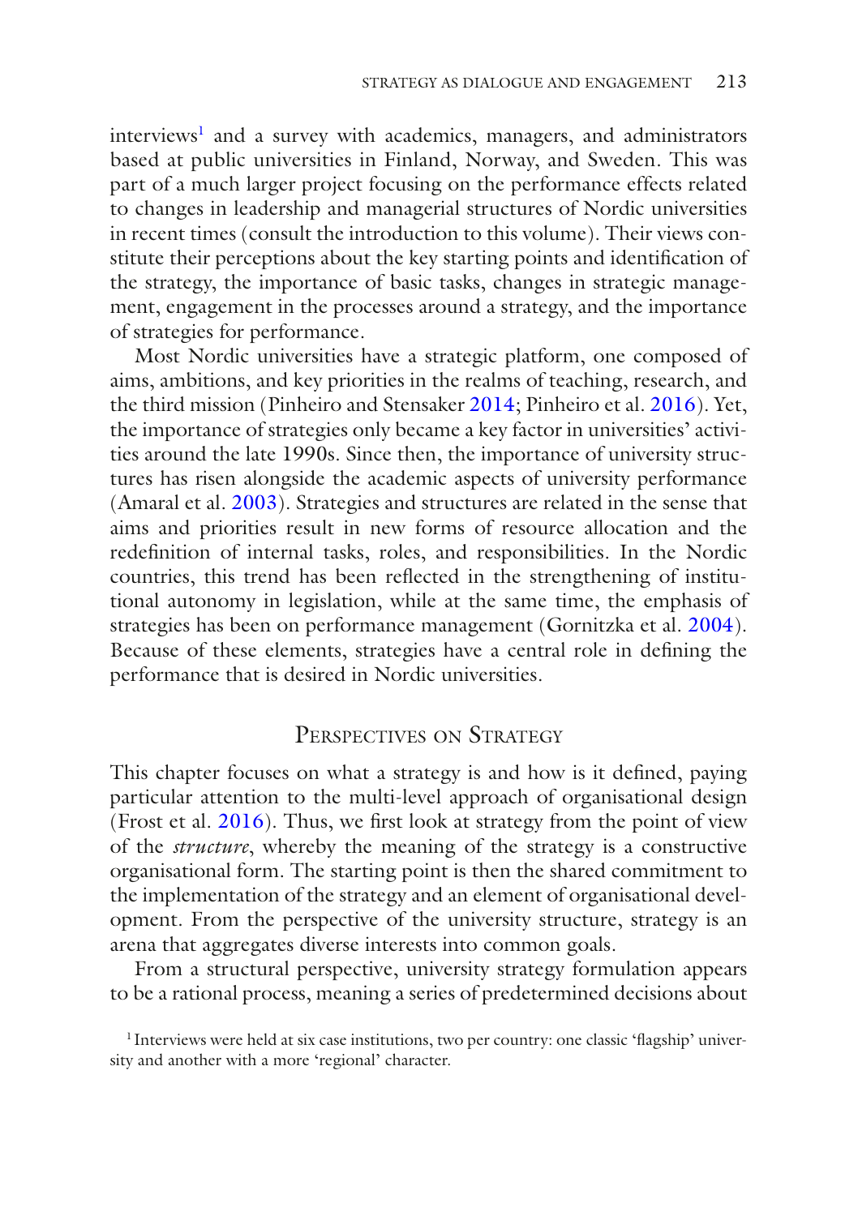interviews[1] and a survey with academics, managers, and administrators based at public universities in Finland, Norway, and Sweden. This was part of a much larger project focusing on the performance effects related to changes in leadership and managerial structures of Nordic universities in recent times (consult the introduction to this volume). Their views constitute their perceptions about the key starting points and identification of the strategy, the importance of basic tasks, changes in strategic management, engagement in the processes around a strategy, and the importance of strategies for performance.

Most Nordic universities have a strategic platform, one composed of aims, ambitions, and key priorities in the realms of teaching, research, and the third mission (Pinheiro and Stensaker 2014; Pinheiro et al. 2016). Yet, the importance of strategies only became a key factor in universities' activities around the late 1990s. Since then, the importance of university structures has risen alongside the academic aspects of university performance (Amaral et al. 2003). Strategies and structures are related in the sense that aims and priorities result in new forms of resource allocation and the redefinition of internal tasks, roles, and responsibilities. In the Nordic countries, this trend has been reflected in the strengthening of institutional autonomy in legislation, while at the same time, the emphasis of strategies has been on performance management (Gornitzka et al. 2004). Because of these elements, strategies have a central role in defining the performance that is desired in Nordic universities.

## Perspectives on Strategy

This chapter focuses on what a strategy is and how is it defined, paying particular attention to the multi-level approach of organisational design (Frost et al. 2016). Thus, we first look at strategy from the point of view of the *structure*, whereby the meaning of the strategy is a constructive organisational form. The starting point is then the shared commitment to the implementation of the strategy and an element of organisational development. From the perspective of the university structure, strategy is an arena that aggregates diverse interests into common goals.

From a structural perspective, university strategy formulation appears to be a rational process, meaning a series of predetermined decisions about

[1] Interviews were held at six case institutions, two per country: one classic 'flagship' university and another with a more 'regional' character.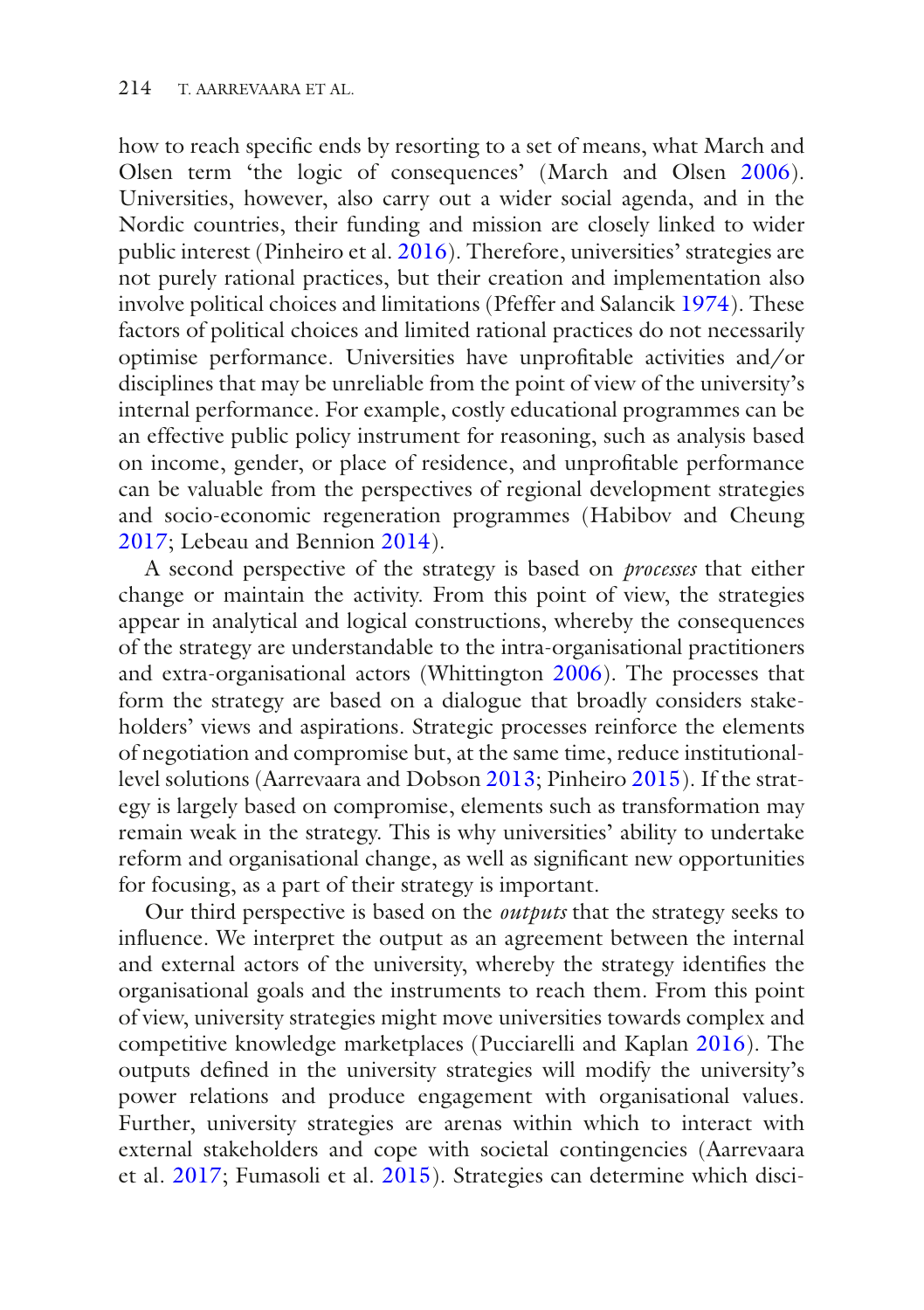how to reach specific ends by resorting to a set of means, what March and Olsen term 'the logic of consequences' (March and Olsen 2006). Universities, however, also carry out a wider social agenda, and in the Nordic countries, their funding and mission are closely linked to wider public interest (Pinheiro et al. 2016). Therefore, universities' strategies are not purely rational practices, but their creation and implementation also involve political choices and limitations (Pfeffer and Salancik 1974). These factors of political choices and limited rational practices do not necessarily optimise performance. Universities have unprofitable activities and/or disciplines that may be unreliable from the point of view of the university's internal performance. For example, costly educational programmes can be an effective public policy instrument for reasoning, such as analysis based on income, gender, or place of residence, and unprofitable performance can be valuable from the perspectives of regional development strategies and socio-economic regeneration programmes (Habibov and Cheung 2017; Lebeau and Bennion 2014).

A second perspective of the strategy is based on *processes* that either change or maintain the activity. From this point of view, the strategies appear in analytical and logical constructions, whereby the consequences of the strategy are understandable to the intra-organisational practitioners and extra-organisational actors (Whittington 2006). The processes that form the strategy are based on a dialogue that broadly considers stakeholders' views and aspirations. Strategic processes reinforce the elements of negotiation and compromise but, at the same time, reduce institutional-level solutions (Aarrevaara and Dobson 2013; Pinheiro 2015). If the strategy is largely based on compromise, elements such as transformation may remain weak in the strategy. This is why universities' ability to undertake reform and organisational change, as well as significant new opportunities for focusing, as a part of their strategy is important.

Our third perspective is based on the *outputs* that the strategy seeks to influence. We interpret the output as an agreement between the internal and external actors of the university, whereby the strategy identifies the organisational goals and the instruments to reach them. From this point of view, university strategies might move universities towards complex and competitive knowledge marketplaces (Pucciarelli and Kaplan 2016). The outputs defined in the university strategies will modify the university's power relations and produce engagement with organisational values. Further, university strategies are arenas within which to interact with external stakeholders and cope with societal contingencies (Aarrevaara et al. 2017; Fumasoli et al. 2015). Strategies can determine which disci-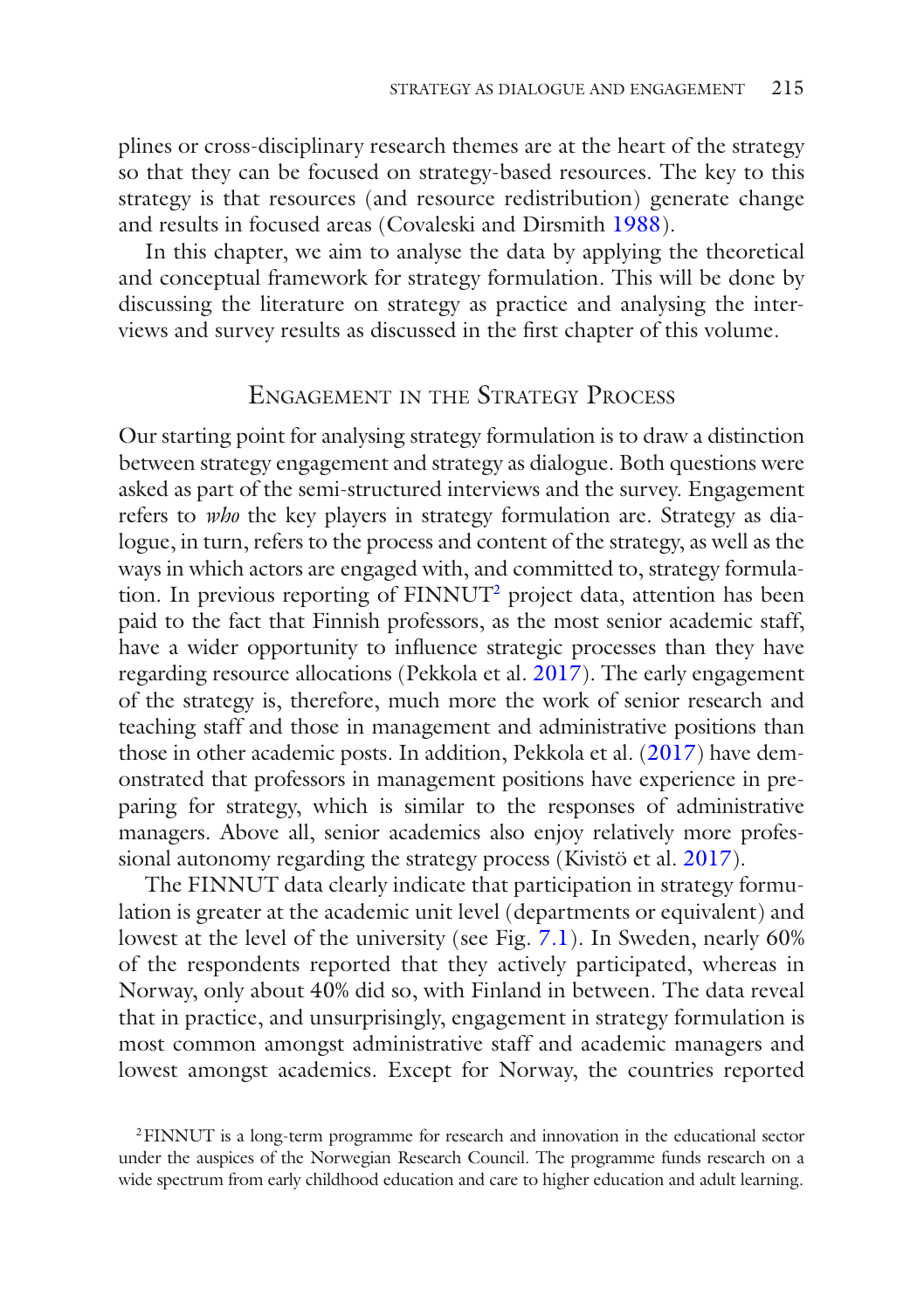plines or cross-disciplinary research themes are at the heart of the strategy so that they can be focused on strategy-based resources. The key to this strategy is that resources (and resource redistribution) generate change and results in focused areas (Covaleski and Dirsmith 1988).

In this chapter, we aim to analyse the data by applying the theoretical and conceptual framework for strategy formulation. This will be done by discussing the literature on strategy as practice and analysing the interviews and survey results as discussed in the first chapter of this volume.

## Engagement in the Strategy Process

Our starting point for analysing strategy formulation is to draw a distinction between strategy engagement and strategy as dialogue. Both questions were asked as part of the semi-structured interviews and the survey. Engagement refers to *who* the key players in strategy formulation are. Strategy as dialogue, in turn, refers to the process and content of the strategy, as well as the ways in which actors are engaged with, and committed to, strategy formulation. In previous reporting of FINNUT[2] project data, attention has been paid to the fact that Finnish professors, as the most senior academic staff, have a wider opportunity to influence strategic processes than they have regarding resource allocations (Pekkola et al. 2017). The early engagement of the strategy is, therefore, much more the work of senior research and teaching staff and those in management and administrative positions than those in other academic posts. In addition, Pekkola et al. (2017) have demonstrated that professors in management positions have experience in preparing for strategy, which is similar to the responses of administrative managers. Above all, senior academics also enjoy relatively more professional autonomy regarding the strategy process (Kivistö et al. 2017).

The FINNUT data clearly indicate that participation in strategy formulation is greater at the academic unit level (departments or equivalent) and lowest at the level of the university (see Fig. 7.1). In Sweden, nearly 60% of the respondents reported that they actively participated, whereas in Norway, only about 40% did so, with Finland in between. The data reveal that in practice, and unsurprisingly, engagement in strategy formulation is most common amongst administrative staff and academic managers and lowest amongst academics. Except for Norway, the countries reported

[2] FINNUT is a long-term programme for research and innovation in the educational sector under the auspices of the Norwegian Research Council. The programme funds research on a wide spectrum from early childhood education and care to higher education and adult learning.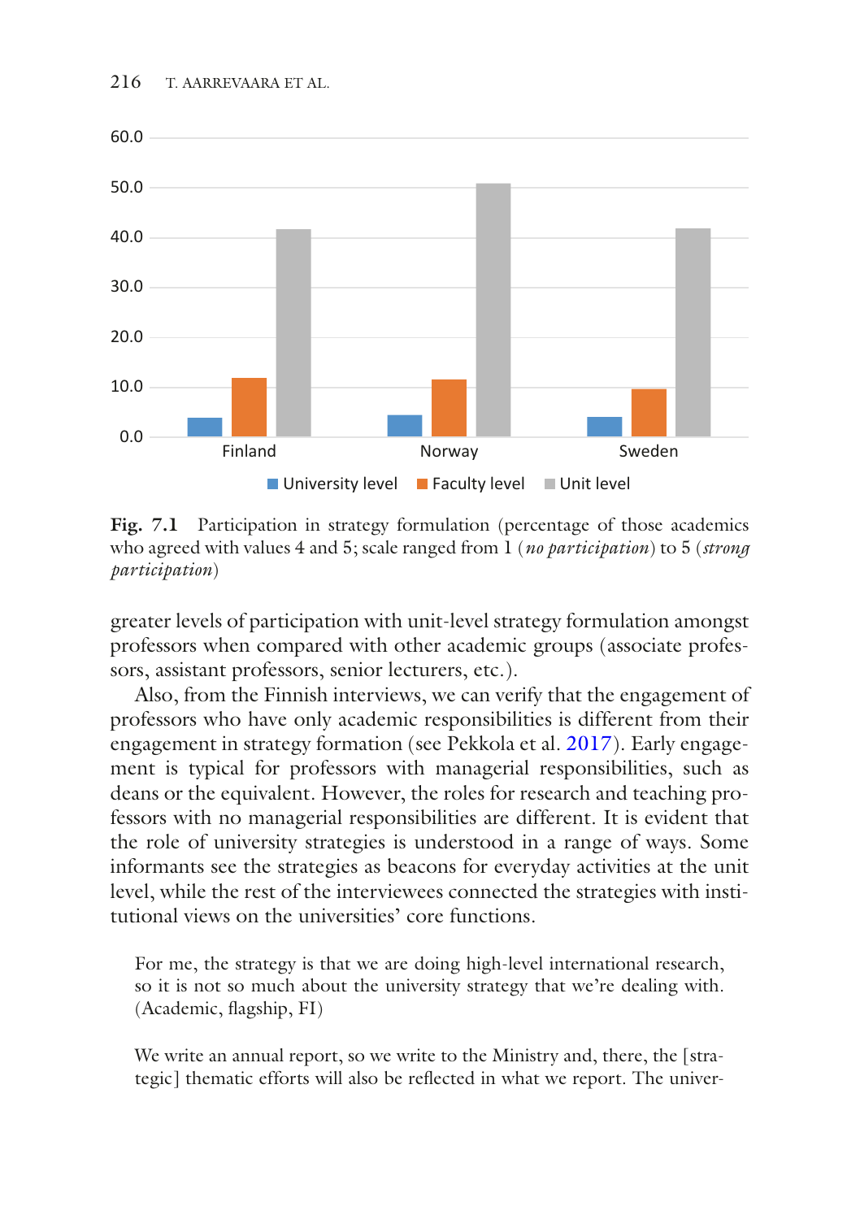Fig. 7.1 Participation in strategy formulation (percentage of those academics who agreed with values 4 and 5; scale ranged from 1 (*no participation*) to 5 (*strong participation*)

greater levels of participation with unit-level strategy formulation amongst professors when compared with other academic groups (associate professors, assistant professors, senior lecturers, etc.).

Also, from the Finnish interviews, we can verify that the engagement of professors who have only academic responsibilities is different from their engagement in strategy formation (see Pekkola et al. 2017). Early engagement is typical for professors with managerial responsibilities, such as deans or the equivalent. However, the roles for research and teaching professors with no managerial responsibilities are different. It is evident that the role of university strategies is understood in a range of ways. Some informants see the strategies as beacons for everyday activities at the unit level, while the rest of the interviewees connected the strategies with institutional views on the universities' core functions.

> For me, the strategy is that we are doing high-level international research, so it is not so much about the university strategy that we're dealing with. (Academic, flagship, FI)

> We write an annual report, so we write to the Ministry and, there, the [strategic] thematic efforts will also be reflected in what we report. The univer-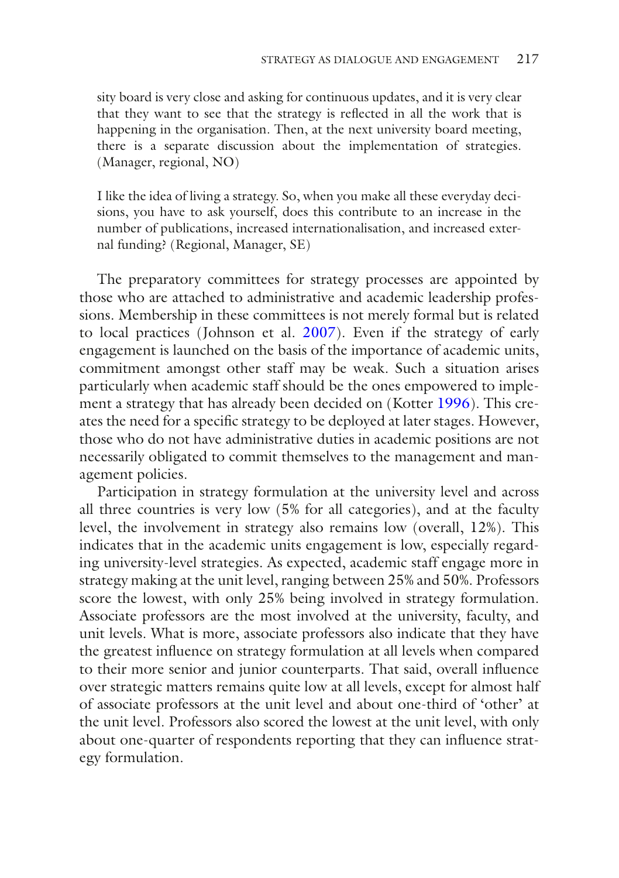> sity board is very close and asking for continuous updates, and it is very clear that they want to see that the strategy is reflected in all the work that is happening in the organisation. Then, at the next university board meeting, there is a separate discussion about the implementation of strategies. (Manager, regional, NO)

> I like the idea of living a strategy. So, when you make all these everyday decisions, you have to ask yourself, does this contribute to an increase in the number of publications, increased internationalisation, and increased external funding? (Regional, Manager, SE)

The preparatory committees for strategy processes are appointed by those who are attached to administrative and academic leadership professions. Membership in these committees is not merely formal but is related to local practices (Johnson et al. 2007). Even if the strategy of early engagement is launched on the basis of the importance of academic units, commitment amongst other staff may be weak. Such a situation arises particularly when academic staff should be the ones empowered to implement a strategy that has already been decided on (Kotter 1996). This creates the need for a specific strategy to be deployed at later stages. However, those who do not have administrative duties in academic positions are not necessarily obligated to commit themselves to the management and management policies.

Participation in strategy formulation at the university level and across all three countries is very low (5% for all categories), and at the faculty level, the involvement in strategy also remains low (overall, 12%). This indicates that in the academic units engagement is low, especially regarding university-level strategies. As expected, academic staff engage more in strategy making at the unit level, ranging between 25% and 50%. Professors score the lowest, with only 25% being involved in strategy formulation. Associate professors are the most involved at the university, faculty, and unit levels. What is more, associate professors also indicate that they have the greatest influence on strategy formulation at all levels when compared to their more senior and junior counterparts. That said, overall influence over strategic matters remains quite low at all levels, except for almost half of associate professors at the unit level and about one-third of 'other' at the unit level. Professors also scored the lowest at the unit level, with only about one-quarter of respondents reporting that they can influence strategy formulation.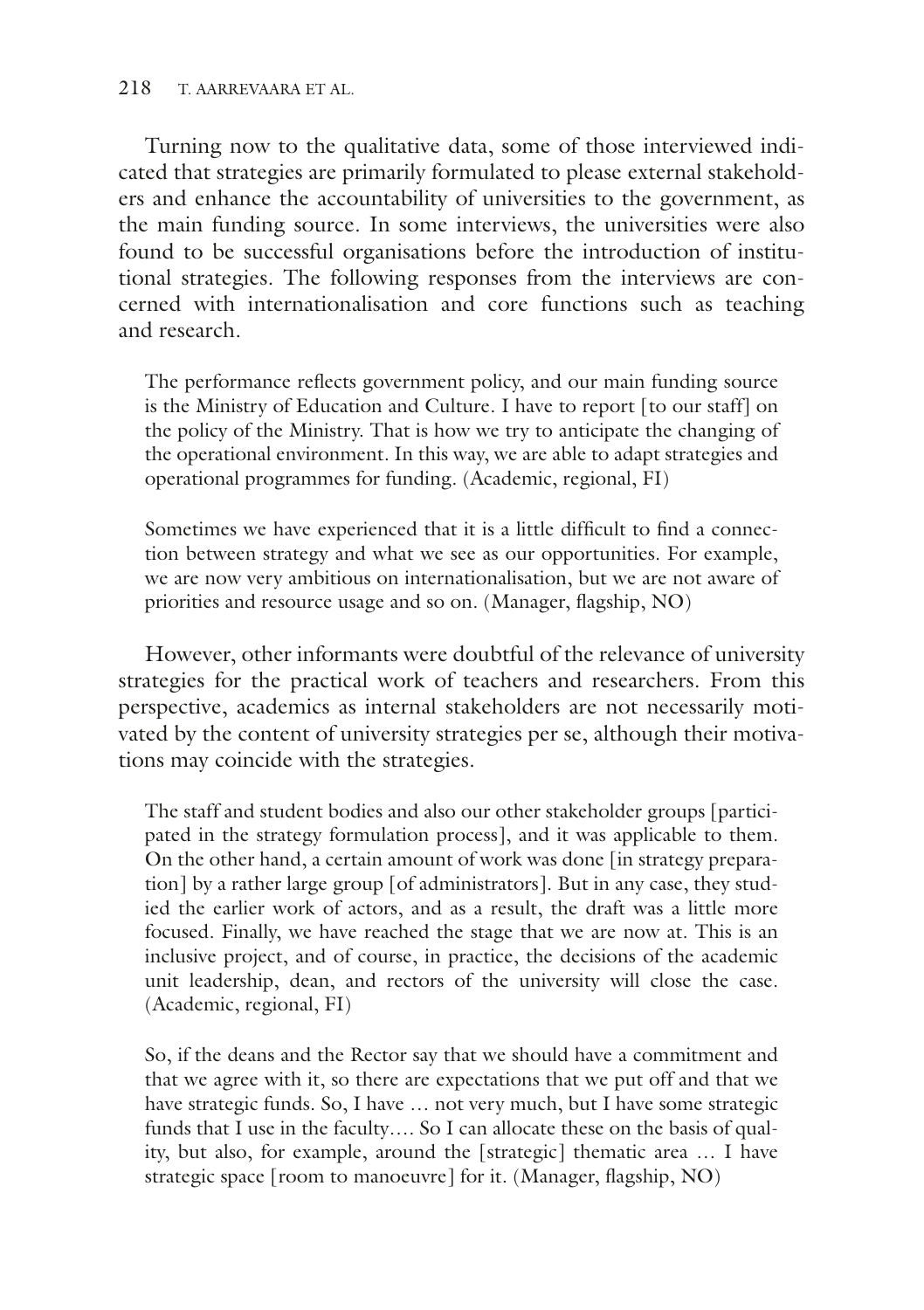Turning now to the qualitative data, some of those interviewed indicated that strategies are primarily formulated to please external stakeholders and enhance the accountability of universities to the government, as the main funding source. In some interviews, the universities were also found to be successful organisations before the introduction of institutional strategies. The following responses from the interviews are concerned with internationalisation and core functions such as teaching and research.

> The performance reflects government policy, and our main funding source is the Ministry of Education and Culture. I have to report [to our staff] on the policy of the Ministry. That is how we try to anticipate the changing of the operational environment. In this way, we are able to adapt strategies and operational programmes for funding. (Academic, regional, FI)

> Sometimes we have experienced that it is a little difficult to find a connection between strategy and what we see as our opportunities. For example, we are now very ambitious on internationalisation, but we are not aware of priorities and resource usage and so on. (Manager, flagship, NO)

However, other informants were doubtful of the relevance of university strategies for the practical work of teachers and researchers. From this perspective, academics as internal stakeholders are not necessarily motivated by the content of university strategies per se, although their motivations may coincide with the strategies.

> The staff and student bodies and also our other stakeholder groups [participated in the strategy formulation process], and it was applicable to them. On the other hand, a certain amount of work was done [in strategy preparation] by a rather large group [of administrators]. But in any case, they studied the earlier work of actors, and as a result, the draft was a little more focused. Finally, we have reached the stage that we are now at. This is an inclusive project, and of course, in practice, the decisions of the academic unit leadership, dean, and rectors of the university will close the case. (Academic, regional, FI)

> So, if the deans and the Rector say that we should have a commitment and that we agree with it, so there are expectations that we put off and that we have strategic funds. So, I have … not very much, but I have some strategic funds that I use in the faculty.… So I can allocate these on the basis of quality, but also, for example, around the [strategic] thematic area … I have strategic space [room to manoeuvre] for it. (Manager, flagship, NO)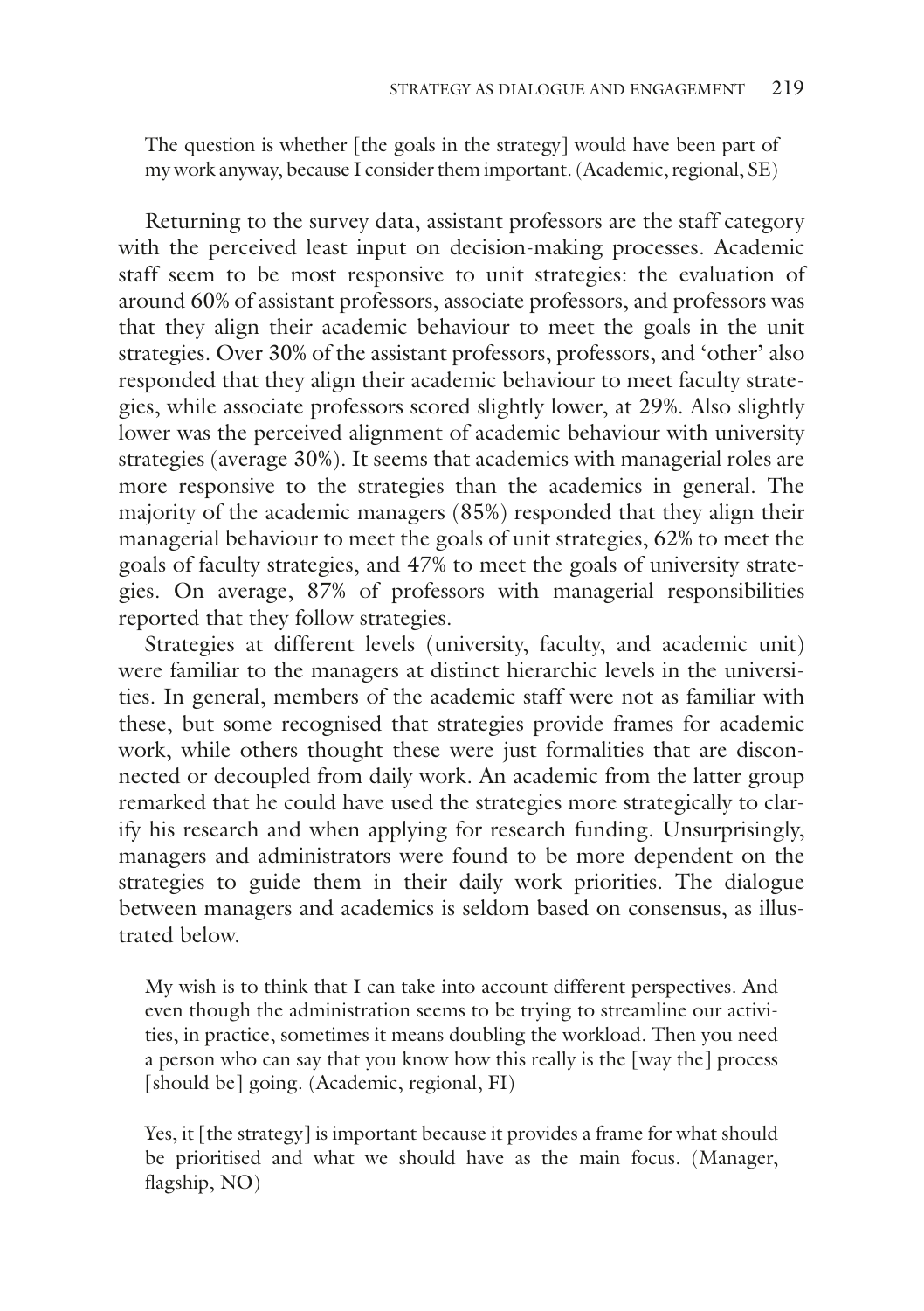The question is whether [the goals in the strategy] would have been part of my work anyway, because I consider them important. (Academic, regional, SE)

Returning to the survey data, assistant professors are the staff category with the perceived least input on decision-making processes. Academic staff seem to be most responsive to unit strategies: the evaluation of around 60% of assistant professors, associate professors, and professors was that they align their academic behaviour to meet the goals in the unit strategies. Over 30% of the assistant professors, professors, and 'other' also responded that they align their academic behaviour to meet faculty strategies, while associate professors scored slightly lower, at 29%. Also slightly lower was the perceived alignment of academic behaviour with university strategies (average 30%). It seems that academics with managerial roles are more responsive to the strategies than the academics in general. The majority of the academic managers (85%) responded that they align their managerial behaviour to meet the goals of unit strategies, 62% to meet the goals of faculty strategies, and 47% to meet the goals of university strategies. On average, 87% of professors with managerial responsibilities reported that they follow strategies.

Strategies at different levels (university, faculty, and academic unit) were familiar to the managers at distinct hierarchic levels in the universities. In general, members of the academic staff were not as familiar with these, but some recognised that strategies provide frames for academic work, while others thought these were just formalities that are disconnected or decoupled from daily work. An academic from the latter group remarked that he could have used the strategies more strategically to clarify his research and when applying for research funding. Unsurprisingly, managers and administrators were found to be more dependent on the strategies to guide them in their daily work priorities. The dialogue between managers and academics is seldom based on consensus, as illustrated below.

My wish is to think that I can take into account different perspectives. And even though the administration seems to be trying to streamline our activities, in practice, sometimes it means doubling the workload. Then you need a person who can say that you know how this really is the [way the] process [should be] going. (Academic, regional, FI)

Yes, it [the strategy] is important because it provides a frame for what should be prioritised and what we should have as the main focus. (Manager, flagship, NO)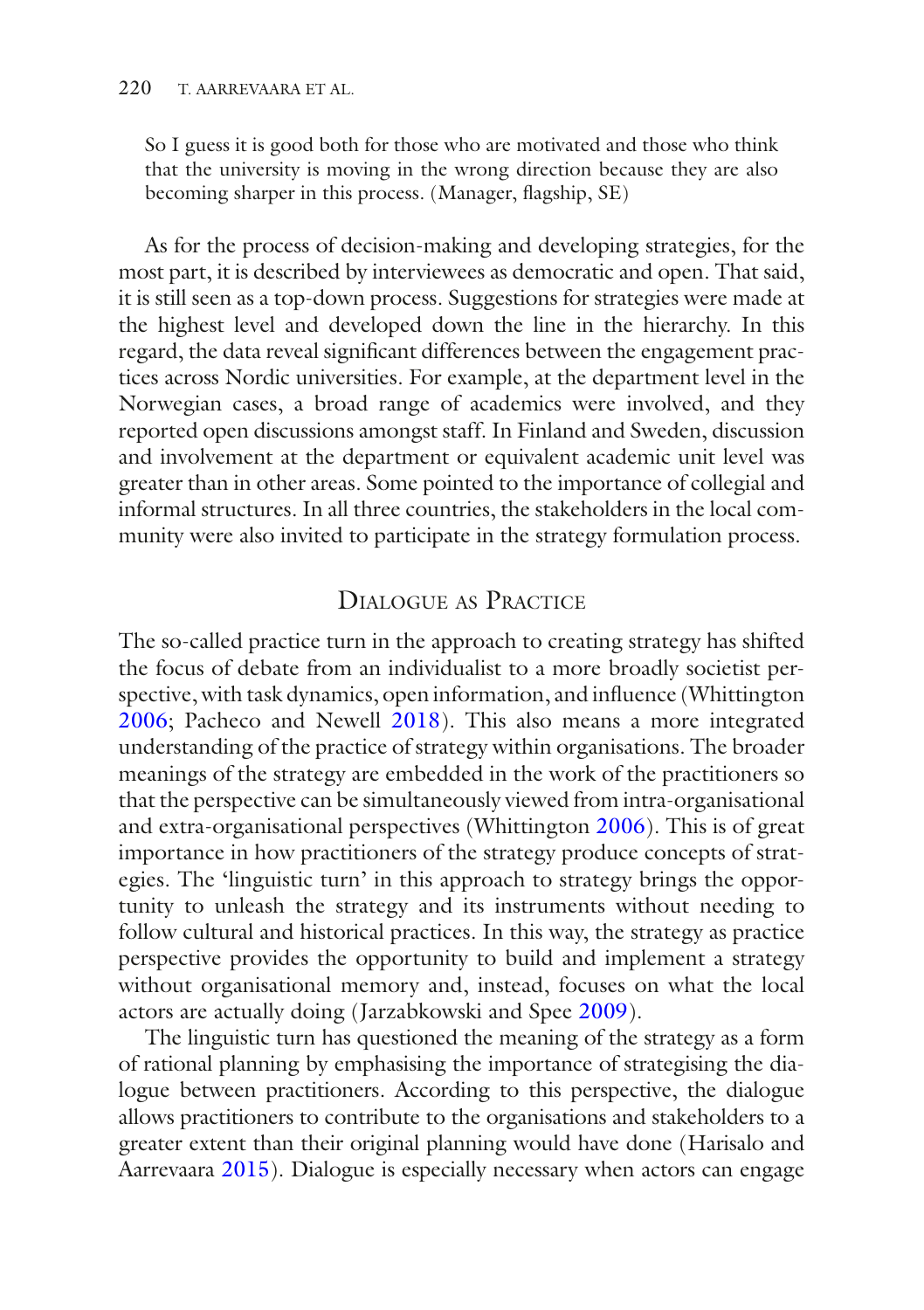> So I guess it is good both for those who are motivated and those who think that the university is moving in the wrong direction because they are also becoming sharper in this process. (Manager, flagship, SE)

As for the process of decision-making and developing strategies, for the most part, it is described by interviewees as democratic and open. That said, it is still seen as a top-down process. Suggestions for strategies were made at the highest level and developed down the line in the hierarchy. In this regard, the data reveal significant differences between the engagement practices across Nordic universities. For example, at the department level in the Norwegian cases, a broad range of academics were involved, and they reported open discussions amongst staff. In Finland and Sweden, discussion and involvement at the department or equivalent academic unit level was greater than in other areas. Some pointed to the importance of collegial and informal structures. In all three countries, the stakeholders in the local community were also invited to participate in the strategy formulation process.

## Dialogue as Practice

The so-called practice turn in the approach to creating strategy has shifted the focus of debate from an individualist to a more broadly societist perspective, with task dynamics, open information, and influence (Whittington 2006; Pacheco and Newell 2018). This also means a more integrated understanding of the practice of strategy within organisations. The broader meanings of the strategy are embedded in the work of the practitioners so that the perspective can be simultaneously viewed from intra-organisational and extra-organisational perspectives (Whittington 2006). This is of great importance in how practitioners of the strategy produce concepts of strategies. The 'linguistic turn' in this approach to strategy brings the opportunity to unleash the strategy and its instruments without needing to follow cultural and historical practices. In this way, the strategy as practice perspective provides the opportunity to build and implement a strategy without organisational memory and, instead, focuses on what the local actors are actually doing (Jarzabkowski and Spee 2009).

The linguistic turn has questioned the meaning of the strategy as a form of rational planning by emphasising the importance of strategising the dialogue between practitioners. According to this perspective, the dialogue allows practitioners to contribute to the organisations and stakeholders to a greater extent than their original planning would have done (Harisalo and Aarrevaara 2015). Dialogue is especially necessary when actors can engage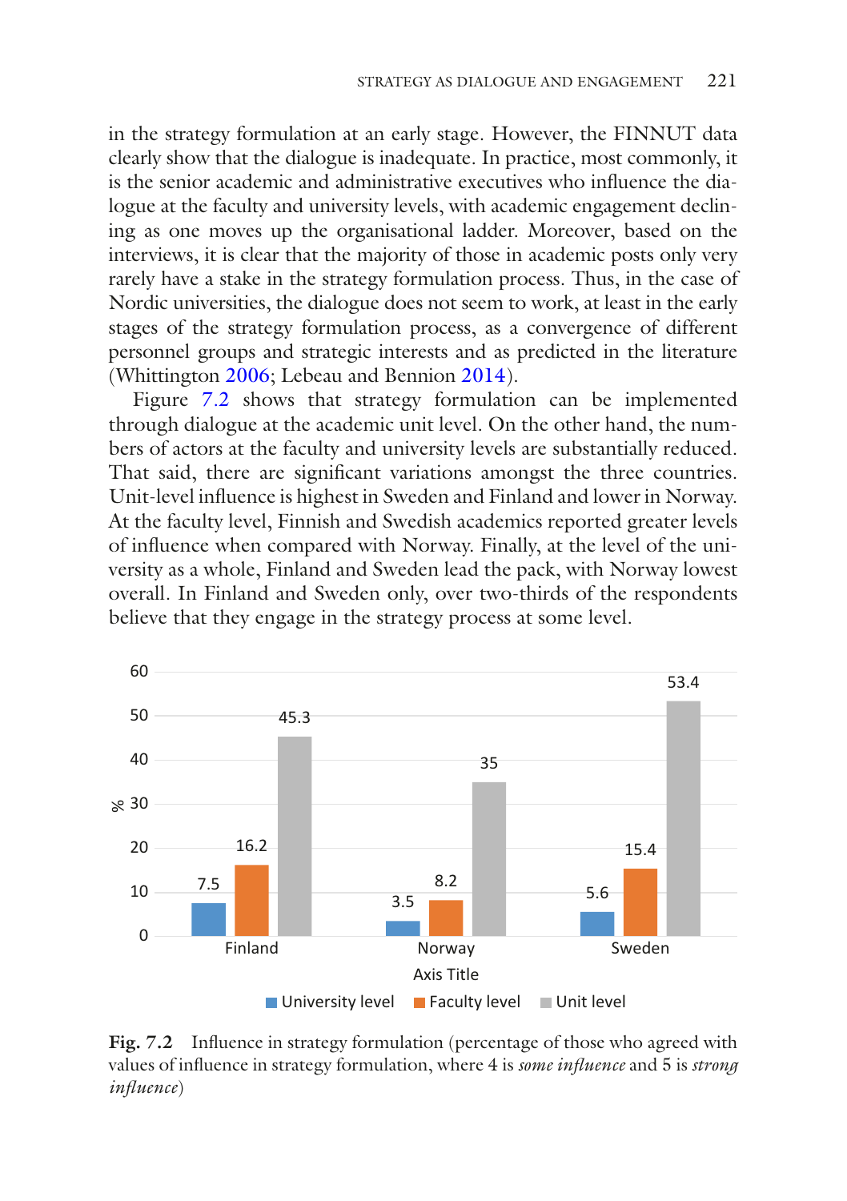in the strategy formulation at an early stage. However, the FINNUT data clearly show that the dialogue is inadequate. In practice, most commonly, it is the senior academic and administrative executives who influence the dialogue at the faculty and university levels, with academic engagement declining as one moves up the organisational ladder. Moreover, based on the interviews, it is clear that the majority of those in academic posts only very rarely have a stake in the strategy formulation process. Thus, in the case of Nordic universities, the dialogue does not seem to work, at least in the early stages of the strategy formulation process, as a convergence of different personnel groups and strategic interests and as predicted in the literature (Whittington 2006; Lebeau and Bennion 2014).

Figure 7.2 shows that strategy formulation can be implemented through dialogue at the academic unit level. On the other hand, the numbers of actors at the faculty and university levels are substantially reduced. That said, there are significant variations amongst the three countries. Unit-level influence is highest in Sweden and Finland and lower in Norway. At the faculty level, Finnish and Swedish academics reported greater levels of influence when compared with Norway. Finally, at the level of the university as a whole, Finland and Sweden lead the pack, with Norway lowest overall. In Finland and Sweden only, over two-thirds of the respondents believe that they engage in the strategy process at some level.

| Axis Title | University level | Faculty level | Unit level |
|---|---|---|---|
| Finland | 7.5 | 16.2 | 45.3 |
| Norway | 3.5 | 8.2 | 35 |
| Sweden | 5.6 | 15.4 | 53.4 |

**Fig. 7.2** Influence in strategy formulation (percentage of those who agreed with values of influence in strategy formulation, where 4 is *some influence* and 5 is *strong influence*)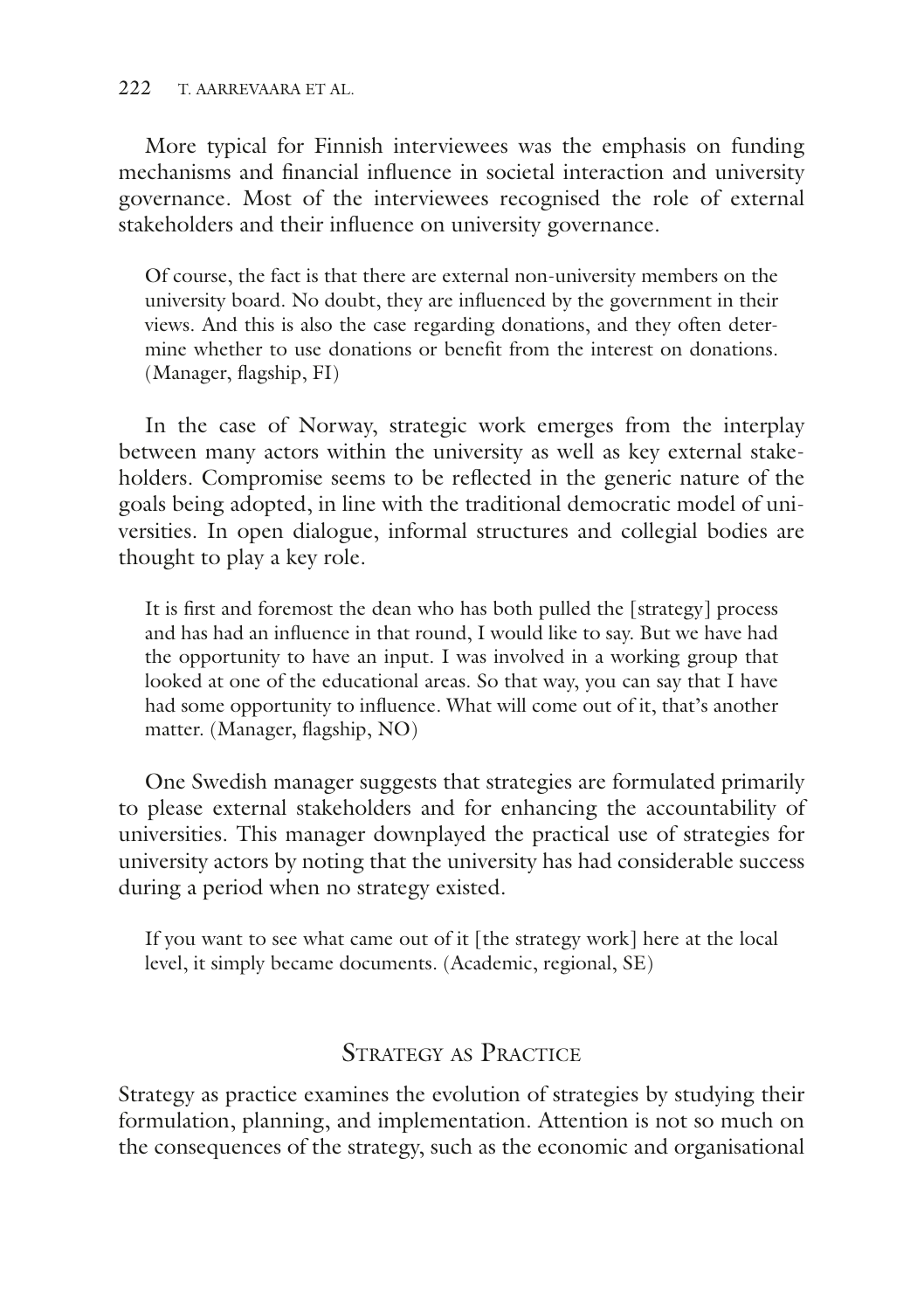More typical for Finnish interviewees was the emphasis on funding mechanisms and financial influence in societal interaction and university governance. Most of the interviewees recognised the role of external stakeholders and their influence on university governance.

> Of course, the fact is that there are external non-university members on the university board. No doubt, they are influenced by the government in their views. And this is also the case regarding donations, and they often determine whether to use donations or benefit from the interest on donations. (Manager, flagship, FI)

In the case of Norway, strategic work emerges from the interplay between many actors within the university as well as key external stakeholders. Compromise seems to be reflected in the generic nature of the goals being adopted, in line with the traditional democratic model of universities. In open dialogue, informal structures and collegial bodies are thought to play a key role.

> It is first and foremost the dean who has both pulled the [strategy] process and has had an influence in that round, I would like to say. But we have had the opportunity to have an input. I was involved in a working group that looked at one of the educational areas. So that way, you can say that I have had some opportunity to influence. What will come out of it, that's another matter. (Manager, flagship, NO)

One Swedish manager suggests that strategies are formulated primarily to please external stakeholders and for enhancing the accountability of universities. This manager downplayed the practical use of strategies for university actors by noting that the university has had considerable success during a period when no strategy existed.

> If you want to see what came out of it [the strategy work] here at the local level, it simply became documents. (Academic, regional, SE)

## Strategy as Practice

Strategy as practice examines the evolution of strategies by studying their formulation, planning, and implementation. Attention is not so much on the consequences of the strategy, such as the economic and organisational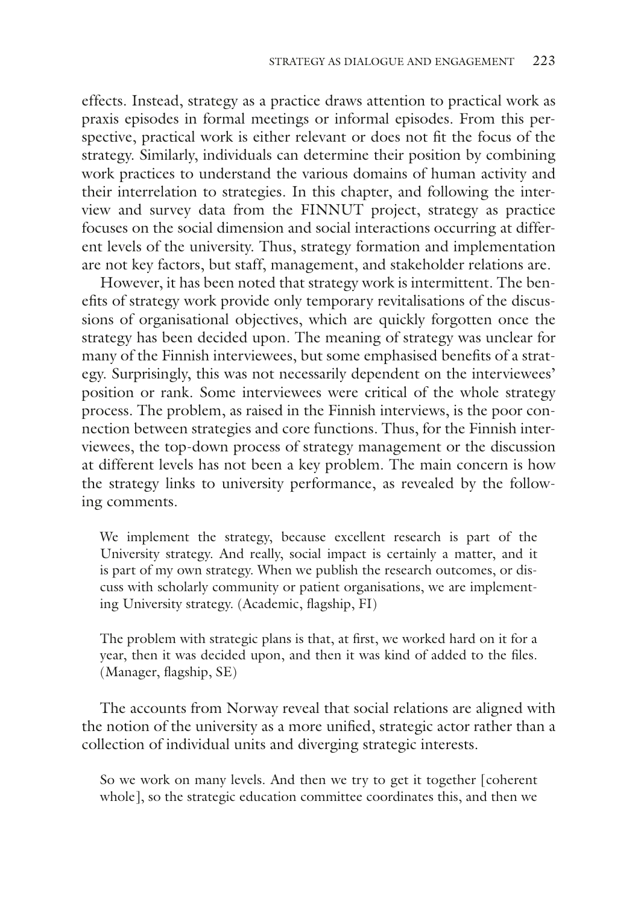effects. Instead, strategy as a practice draws attention to practical work as praxis episodes in formal meetings or informal episodes. From this perspective, practical work is either relevant or does not fit the focus of the strategy. Similarly, individuals can determine their position by combining work practices to understand the various domains of human activity and their interrelation to strategies. In this chapter, and following the interview and survey data from the FINNUT project, strategy as practice focuses on the social dimension and social interactions occurring at different levels of the university. Thus, strategy formation and implementation are not key factors, but staff, management, and stakeholder relations are.

However, it has been noted that strategy work is intermittent. The benefits of strategy work provide only temporary revitalisations of the discussions of organisational objectives, which are quickly forgotten once the strategy has been decided upon. The meaning of strategy was unclear for many of the Finnish interviewees, but some emphasised benefits of a strategy. Surprisingly, this was not necessarily dependent on the interviewees' position or rank. Some interviewees were critical of the whole strategy process. The problem, as raised in the Finnish interviews, is the poor connection between strategies and core functions. Thus, for the Finnish interviewees, the top-down process of strategy management or the discussion at different levels has not been a key problem. The main concern is how the strategy links to university performance, as revealed by the following comments.

> We implement the strategy, because excellent research is part of the University strategy. And really, social impact is certainly a matter, and it is part of my own strategy. When we publish the research outcomes, or discuss with scholarly community or patient organisations, we are implementing University strategy. (Academic, flagship, FI)

> The problem with strategic plans is that, at first, we worked hard on it for a year, then it was decided upon, and then it was kind of added to the files. (Manager, flagship, SE)

The accounts from Norway reveal that social relations are aligned with the notion of the university as a more unified, strategic actor rather than a collection of individual units and diverging strategic interests.

> So we work on many levels. And then we try to get it together [coherent whole], so the strategic education committee coordinates this, and then we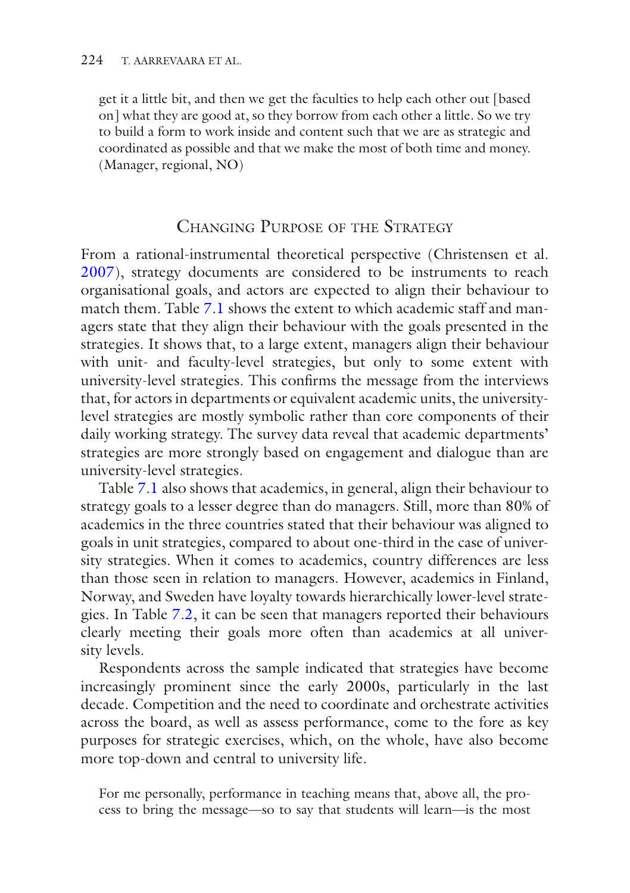> get it a little bit, and then we get the faculties to help each other out [based on] what they are good at, so they borrow from each other a little. So we try to build a form to work inside and content such that we are as strategic and coordinated as possible and that we make the most of both time and money. (Manager, regional, NO)

## Changing Purpose of the Strategy

From a rational-instrumental theoretical perspective (Christensen et al. 2007), strategy documents are considered to be instruments to reach organisational goals, and actors are expected to align their behaviour to match them. Table 7.1 shows the extent to which academic staff and managers state that they align their behaviour with the goals presented in the strategies. It shows that, to a large extent, managers align their behaviour with unit- and faculty-level strategies, but only to some extent with university-level strategies. This confirms the message from the interviews that, for actors in departments or equivalent academic units, the university-level strategies are mostly symbolic rather than core components of their daily working strategy. The survey data reveal that academic departments' strategies are more strongly based on engagement and dialogue than are university-level strategies.

Table 7.1 also shows that academics, in general, align their behaviour to strategy goals to a lesser degree than do managers. Still, more than 80% of academics in the three countries stated that their behaviour was aligned to goals in unit strategies, compared to about one-third in the case of university strategies. When it comes to academics, country differences are less than those seen in relation to managers. However, academics in Finland, Norway, and Sweden have loyalty towards hierarchically lower-level strategies. In Table 7.2, it can be seen that managers reported their behaviours clearly meeting their goals more often than academics at all university levels.

Respondents across the sample indicated that strategies have become increasingly prominent since the early 2000s, particularly in the last decade. Competition and the need to coordinate and orchestrate activities across the board, as well as assess performance, come to the fore as key purposes for strategic exercises, which, on the whole, have also become more top-down and central to university life.

> For me personally, performance in teaching means that, above all, the process to bring the message—so to say that students will learn—is the most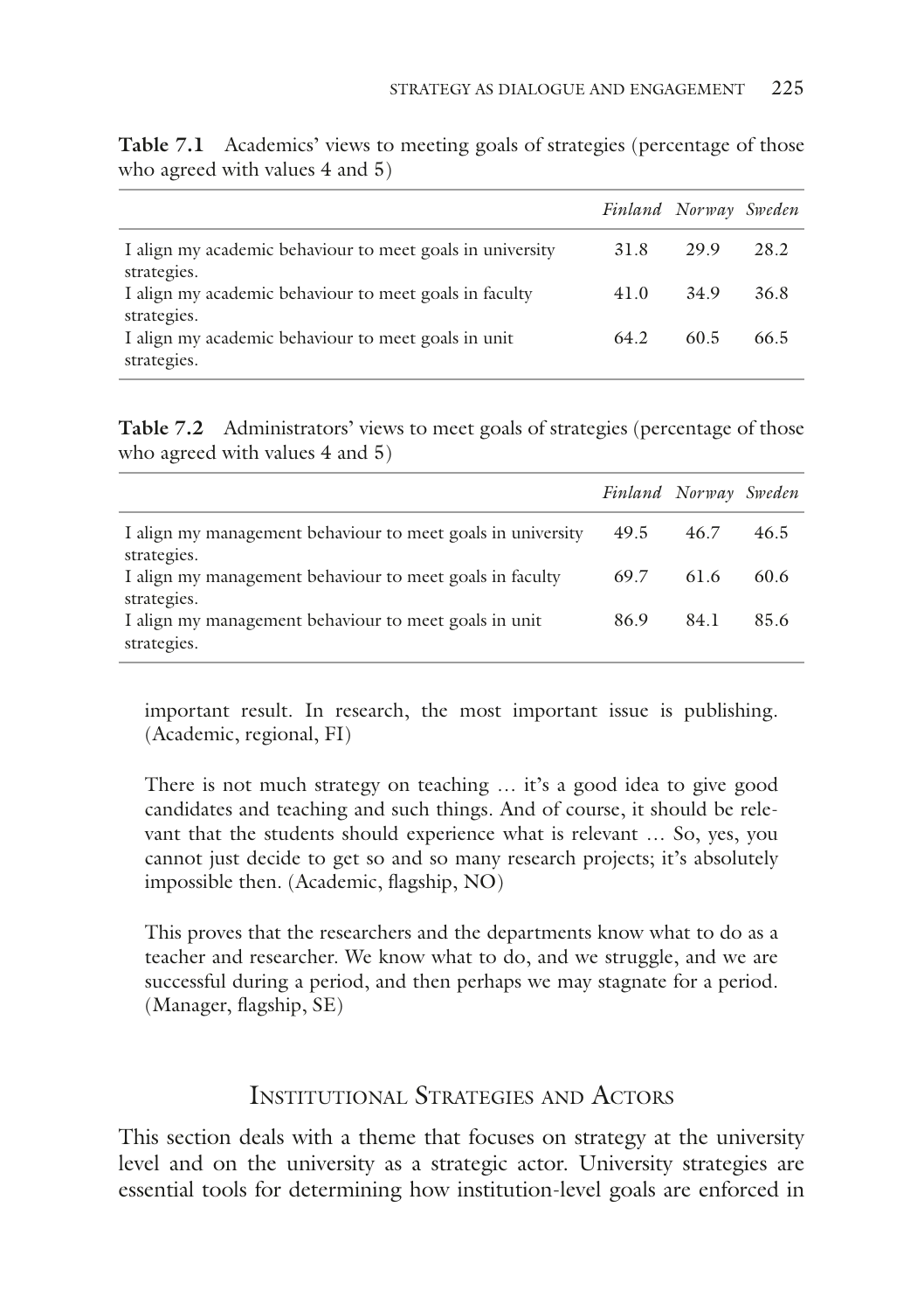**Table 7.1** Academics' views to meeting goals of strategies (percentage of those who agreed with values 4 and 5)

| | *Finland* | *Norway* | *Sweden* |
|---|---|---|---|
| I align my academic behaviour to meet goals in university strategies. | 31.8 | 29.9 | 28.2 |
| I align my academic behaviour to meet goals in faculty strategies. | 41.0 | 34.9 | 36.8 |
| I align my academic behaviour to meet goals in unit strategies. | 64.2 | 60.5 | 66.5 |

**Table 7.2** Administrators' views to meet goals of strategies (percentage of those who agreed with values 4 and 5)

| | *Finland* | *Norway* | *Sweden* |
|---|---|---|---|
| I align my management behaviour to meet goals in university strategies. | 49.5 | 46.7 | 46.5 |
| I align my management behaviour to meet goals in faculty strategies. | 69.7 | 61.6 | 60.6 |
| I align my management behaviour to meet goals in unit strategies. | 86.9 | 84.1 | 85.6 |

> important result. In research, the most important issue is publishing. (Academic, regional, FI)

> There is not much strategy on teaching … it's a good idea to give good candidates and teaching and such things. And of course, it should be relevant that the students should experience what is relevant … So, yes, you cannot just decide to get so and so many research projects; it's absolutely impossible then. (Academic, flagship, NO)

> This proves that the researchers and the departments know what to do as a teacher and researcher. We know what to do, and we struggle, and we are successful during a period, and then perhaps we may stagnate for a period. (Manager, flagship, SE)

## Institutional Strategies and Actors

This section deals with a theme that focuses on strategy at the university level and on the university as a strategic actor. University strategies are essential tools for determining how institution-level goals are enforced in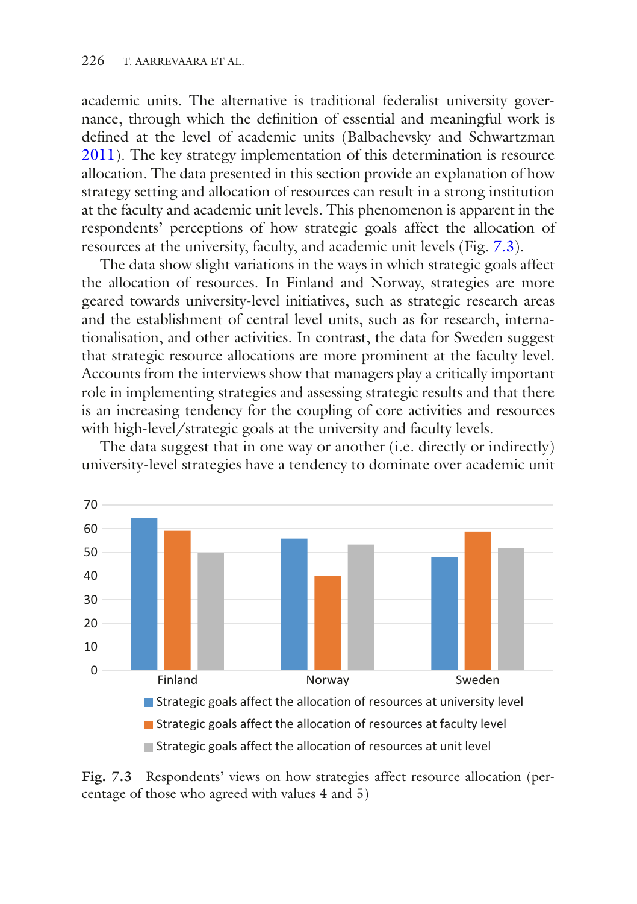academic units. The alternative is traditional federalist university governance, through which the definition of essential and meaningful work is defined at the level of academic units (Balbachevsky and Schwartzman 2011). The key strategy implementation of this determination is resource allocation. The data presented in this section provide an explanation of how strategy setting and allocation of resources can result in a strong institution at the faculty and academic unit levels. This phenomenon is apparent in the respondents' perceptions of how strategic goals affect the allocation of resources at the university, faculty, and academic unit levels (Fig. 7.3).

The data show slight variations in the ways in which strategic goals affect the allocation of resources. In Finland and Norway, strategies are more geared towards university-level initiatives, such as strategic research areas and the establishment of central level units, such as for research, internationalisation, and other activities. In contrast, the data for Sweden suggest that strategic resource allocations are more prominent at the faculty level. Accounts from the interviews show that managers play a critically important role in implementing strategies and assessing strategic results and that there is an increasing tendency for the coupling of core activities and resources with high-level/strategic goals at the university and faculty levels.

The data suggest that in one way or another (i.e. directly or indirectly) university-level strategies have a tendency to dominate over academic unit

Fig. 7.3 Respondents' views on how strategies affect resource allocation (percentage of those who agreed with values 4 and 5)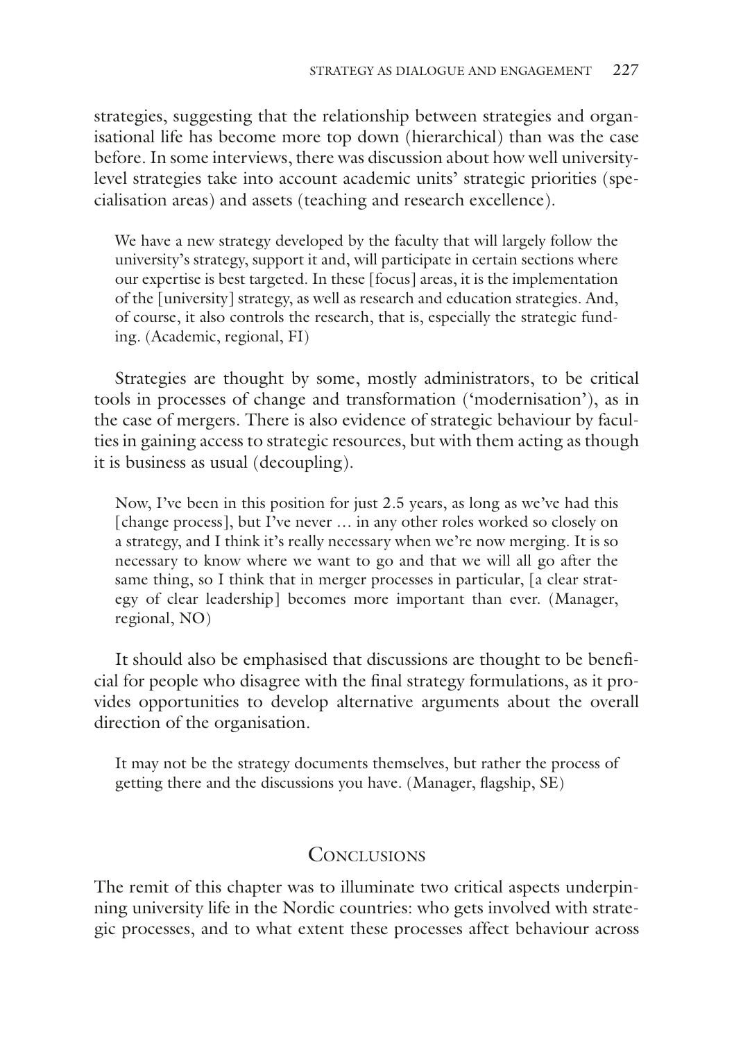strategies, suggesting that the relationship between strategies and organisational life has become more top down (hierarchical) than was the case before. In some interviews, there was discussion about how well university-level strategies take into account academic units' strategic priorities (specialisation areas) and assets (teaching and research excellence).

> We have a new strategy developed by the faculty that will largely follow the university's strategy, support it and, will participate in certain sections where our expertise is best targeted. In these [focus] areas, it is the implementation of the [university] strategy, as well as research and education strategies. And, of course, it also controls the research, that is, especially the strategic funding. (Academic, regional, FI)

Strategies are thought by some, mostly administrators, to be critical tools in processes of change and transformation ('modernisation'), as in the case of mergers. There is also evidence of strategic behaviour by faculties in gaining access to strategic resources, but with them acting as though it is business as usual (decoupling).

> Now, I've been in this position for just 2.5 years, as long as we've had this [change process], but I've never … in any other roles worked so closely on a strategy, and I think it's really necessary when we're now merging. It is so necessary to know where we want to go and that we will all go after the same thing, so I think that in merger processes in particular, [a clear strategy of clear leadership] becomes more important than ever. (Manager, regional, NO)

It should also be emphasised that discussions are thought to be beneficial for people who disagree with the final strategy formulations, as it provides opportunities to develop alternative arguments about the overall direction of the organisation.

> It may not be the strategy documents themselves, but rather the process of getting there and the discussions you have. (Manager, flagship, SE)

## Conclusions

The remit of this chapter was to illuminate two critical aspects underpinning university life in the Nordic countries: who gets involved with strategic processes, and to what extent these processes affect behaviour across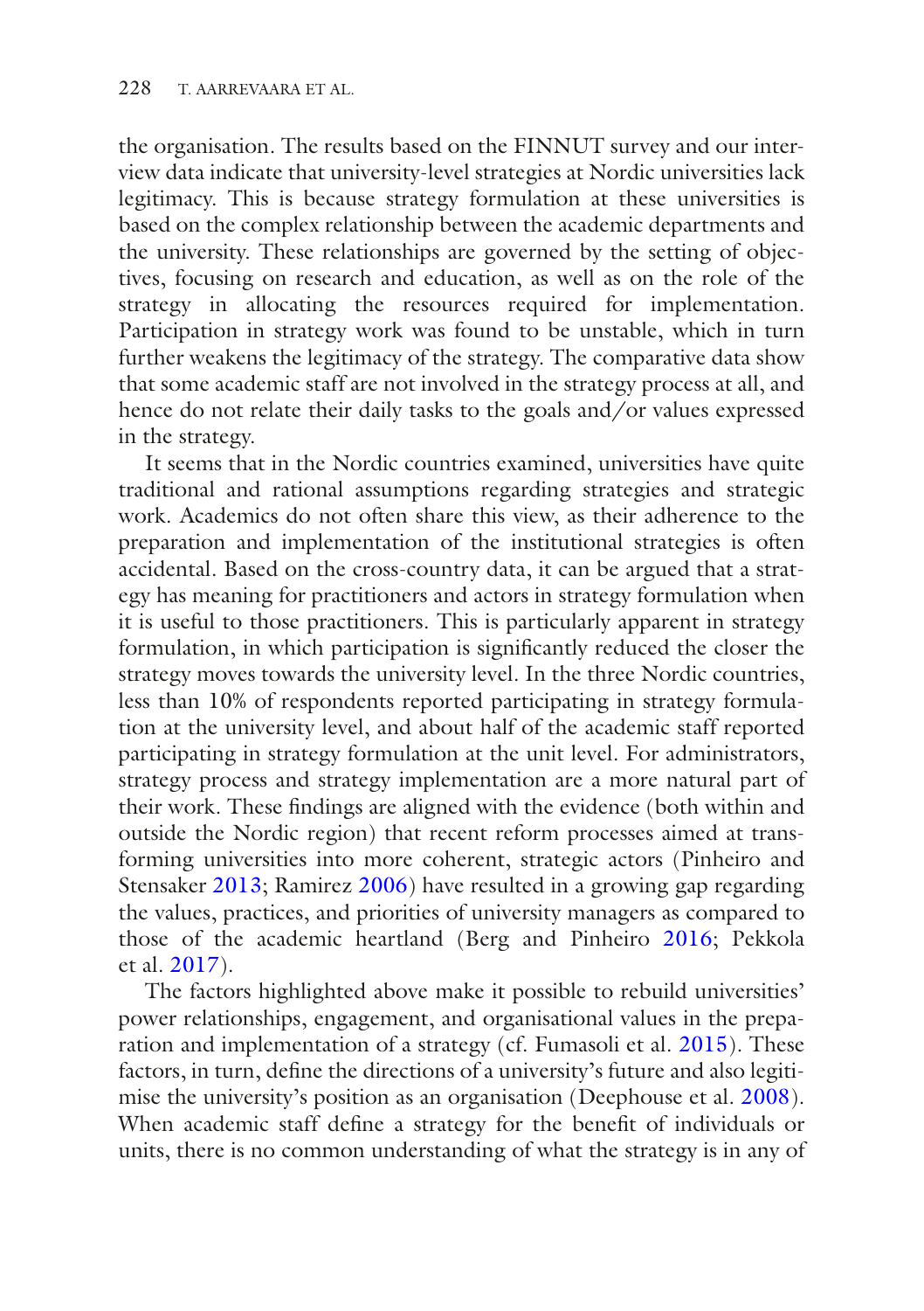the organisation. The results based on the FINNUT survey and our interview data indicate that university-level strategies at Nordic universities lack legitimacy. This is because strategy formulation at these universities is based on the complex relationship between the academic departments and the university. These relationships are governed by the setting of objectives, focusing on research and education, as well as on the role of the strategy in allocating the resources required for implementation. Participation in strategy work was found to be unstable, which in turn further weakens the legitimacy of the strategy. The comparative data show that some academic staff are not involved in the strategy process at all, and hence do not relate their daily tasks to the goals and/or values expressed in the strategy.

It seems that in the Nordic countries examined, universities have quite traditional and rational assumptions regarding strategies and strategic work. Academics do not often share this view, as their adherence to the preparation and implementation of the institutional strategies is often accidental. Based on the cross-country data, it can be argued that a strategy has meaning for practitioners and actors in strategy formulation when it is useful to those practitioners. This is particularly apparent in strategy formulation, in which participation is significantly reduced the closer the strategy moves towards the university level. In the three Nordic countries, less than 10% of respondents reported participating in strategy formulation at the university level, and about half of the academic staff reported participating in strategy formulation at the unit level. For administrators, strategy process and strategy implementation are a more natural part of their work. These findings are aligned with the evidence (both within and outside the Nordic region) that recent reform processes aimed at transforming universities into more coherent, strategic actors (Pinheiro and Stensaker 2013; Ramirez 2006) have resulted in a growing gap regarding the values, practices, and priorities of university managers as compared to those of the academic heartland (Berg and Pinheiro 2016; Pekkola et al. 2017).

The factors highlighted above make it possible to rebuild universities' power relationships, engagement, and organisational values in the preparation and implementation of a strategy (cf. Fumasoli et al. 2015). These factors, in turn, define the directions of a university's future and also legitimise the university's position as an organisation (Deephouse et al. 2008). When academic staff define a strategy for the benefit of individuals or units, there is no common understanding of what the strategy is in any of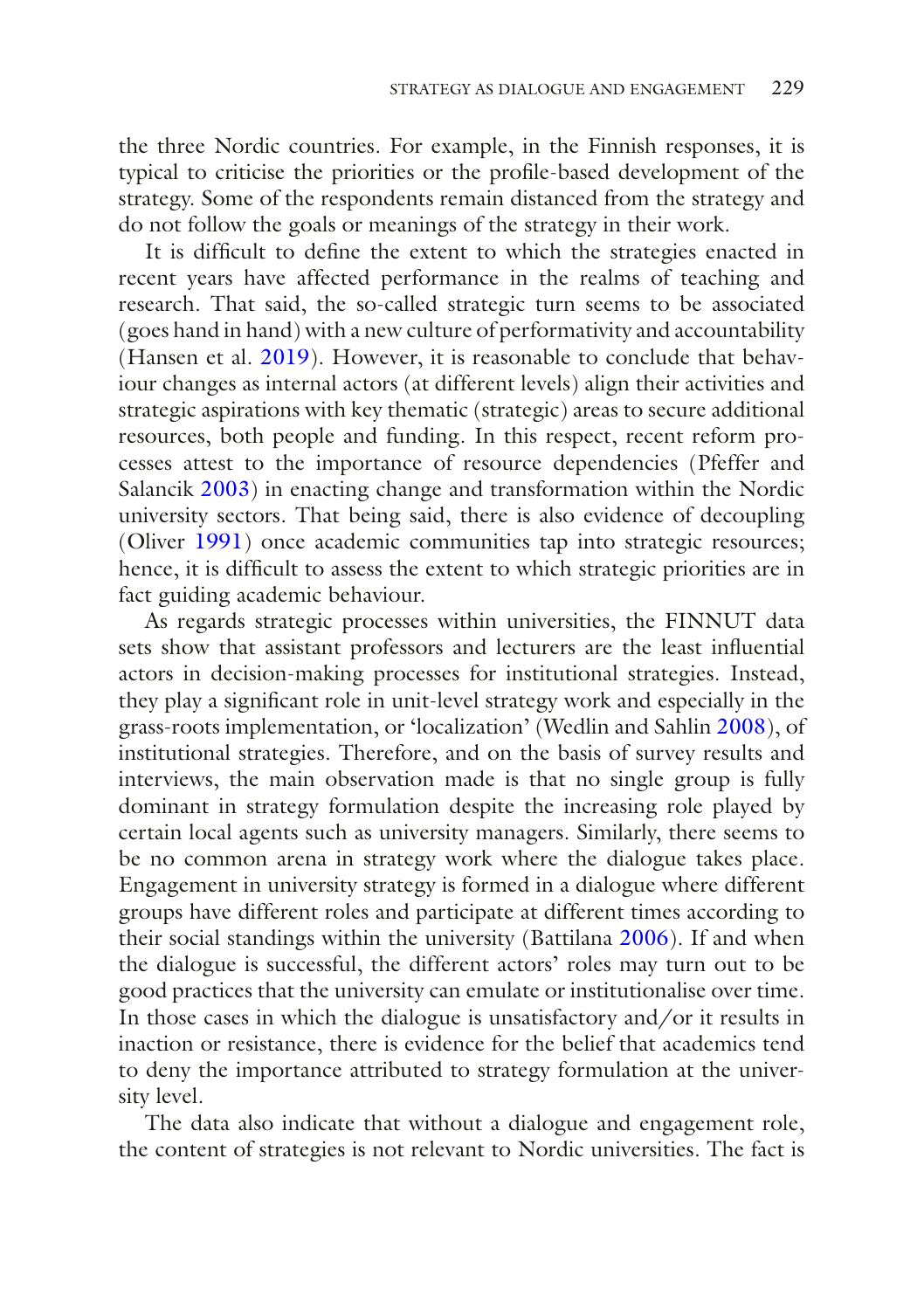the three Nordic countries. For example, in the Finnish responses, it is typical to criticise the priorities or the profile-based development of the strategy. Some of the respondents remain distanced from the strategy and do not follow the goals or meanings of the strategy in their work.

It is difficult to define the extent to which the strategies enacted in recent years have affected performance in the realms of teaching and research. That said, the so-called strategic turn seems to be associated (goes hand in hand) with a new culture of performativity and accountability (Hansen et al. 2019). However, it is reasonable to conclude that behaviour changes as internal actors (at different levels) align their activities and strategic aspirations with key thematic (strategic) areas to secure additional resources, both people and funding. In this respect, recent reform processes attest to the importance of resource dependencies (Pfeffer and Salancik 2003) in enacting change and transformation within the Nordic university sectors. That being said, there is also evidence of decoupling (Oliver 1991) once academic communities tap into strategic resources; hence, it is difficult to assess the extent to which strategic priorities are in fact guiding academic behaviour.

As regards strategic processes within universities, the FINNUT data sets show that assistant professors and lecturers are the least influential actors in decision-making processes for institutional strategies. Instead, they play a significant role in unit-level strategy work and especially in the grass-roots implementation, or 'localization' (Wedlin and Sahlin 2008), of institutional strategies. Therefore, and on the basis of survey results and interviews, the main observation made is that no single group is fully dominant in strategy formulation despite the increasing role played by certain local agents such as university managers. Similarly, there seems to be no common arena in strategy work where the dialogue takes place. Engagement in university strategy is formed in a dialogue where different groups have different roles and participate at different times according to their social standings within the university (Battilana 2006). If and when the dialogue is successful, the different actors' roles may turn out to be good practices that the university can emulate or institutionalise over time. In those cases in which the dialogue is unsatisfactory and/or it results in inaction or resistance, there is evidence for the belief that academics tend to deny the importance attributed to strategy formulation at the university level.

The data also indicate that without a dialogue and engagement role, the content of strategies is not relevant to Nordic universities. The fact is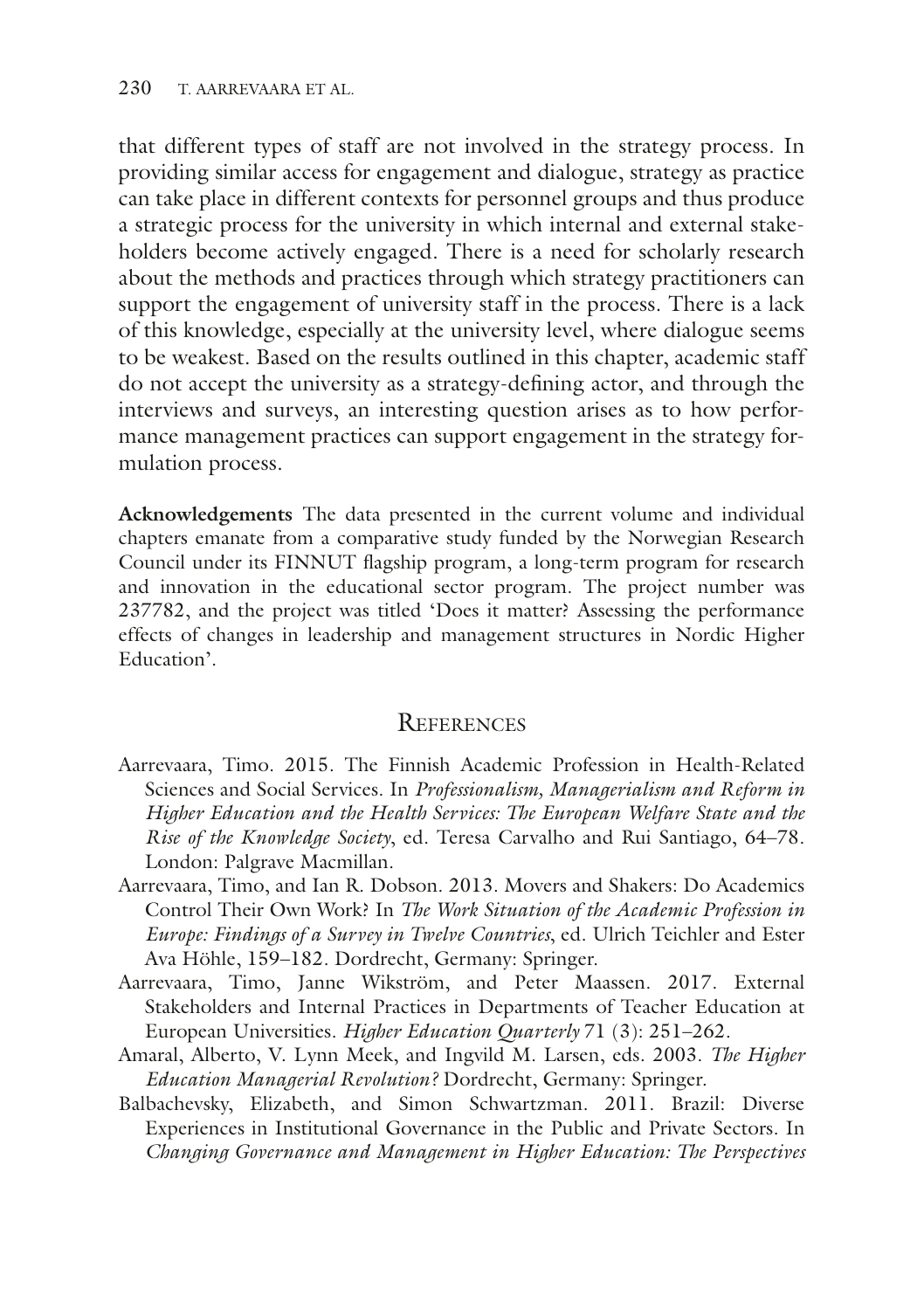that different types of staff are not involved in the strategy process. In providing similar access for engagement and dialogue, strategy as practice can take place in different contexts for personnel groups and thus produce a strategic process for the university in which internal and external stakeholders become actively engaged. There is a need for scholarly research about the methods and practices through which strategy practitioners can support the engagement of university staff in the process. There is a lack of this knowledge, especially at the university level, where dialogue seems to be weakest. Based on the results outlined in this chapter, academic staff do not accept the university as a strategy-defining actor, and through the interviews and surveys, an interesting question arises as to how performance management practices can support engagement in the strategy formulation process.

**Acknowledgements** The data presented in the current volume and individual chapters emanate from a comparative study funded by the Norwegian Research Council under its FINNUT flagship program, a long-term program for research and innovation in the educational sector program. The project number was 237782, and the project was titled 'Does it matter? Assessing the performance effects of changes in leadership and management structures in Nordic Higher Education'.

## References

- Aarrevaara, Timo. 2015. The Finnish Academic Profession in Health-Related Sciences and Social Services. In *Professionalism, Managerialism and Reform in Higher Education and the Health Services: The European Welfare State and the Rise of the Knowledge Society*, ed. Teresa Carvalho and Rui Santiago, 64–78. London: Palgrave Macmillan.
- Aarrevaara, Timo, and Ian R. Dobson. 2013. Movers and Shakers: Do Academics Control Their Own Work? In *The Work Situation of the Academic Profession in Europe: Findings of a Survey in Twelve Countries*, ed. Ulrich Teichler and Ester Ava Höhle, 159–182. Dordrecht, Germany: Springer.
- Aarrevaara, Timo, Janne Wikström, and Peter Maassen. 2017. External Stakeholders and Internal Practices in Departments of Teacher Education at European Universities. *Higher Education Quarterly* 71 (3): 251–262.
- Amaral, Alberto, V. Lynn Meek, and Ingvild M. Larsen, eds. 2003. *The Higher Education Managerial Revolution?* Dordrecht, Germany: Springer.
- Balbachevsky, Elizabeth, and Simon Schwartzman. 2011. Brazil: Diverse Experiences in Institutional Governance in the Public and Private Sectors. In *Changing Governance and Management in Higher Education: The Perspectives*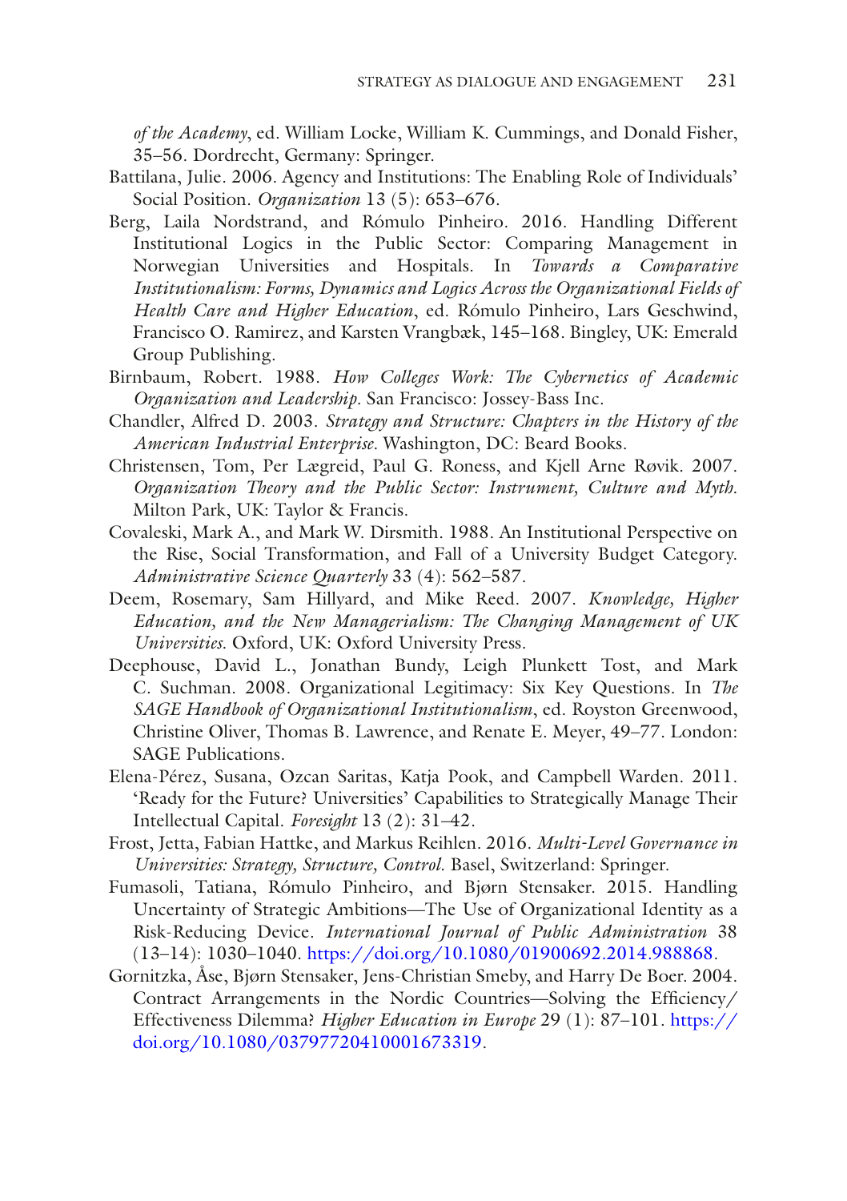*of the Academy*, ed. William Locke, William K. Cummings, and Donald Fisher, 35–56. Dordrecht, Germany: Springer.

Battilana, Julie. 2006. Agency and Institutions: The Enabling Role of Individuals' Social Position. *Organization* 13 (5): 653–676.

Berg, Laila Nordstrand, and Rómulo Pinheiro. 2016. Handling Different Institutional Logics in the Public Sector: Comparing Management in Norwegian Universities and Hospitals. In *Towards a Comparative Institutionalism: Forms, Dynamics and Logics Across the Organizational Fields of Health Care and Higher Education*, ed. Rómulo Pinheiro, Lars Geschwind, Francisco O. Ramirez, and Karsten Vrangbæk, 145–168. Bingley, UK: Emerald Group Publishing.

Birnbaum, Robert. 1988. *How Colleges Work: The Cybernetics of Academic Organization and Leadership*. San Francisco: Jossey-Bass Inc.

Chandler, Alfred D. 2003. *Strategy and Structure: Chapters in the History of the American Industrial Enterprise*. Washington, DC: Beard Books.

Christensen, Tom, Per Lægreid, Paul G. Roness, and Kjell Arne Røvik. 2007. *Organization Theory and the Public Sector: Instrument, Culture and Myth*. Milton Park, UK: Taylor & Francis.

Covaleski, Mark A., and Mark W. Dirsmith. 1988. An Institutional Perspective on the Rise, Social Transformation, and Fall of a University Budget Category. *Administrative Science Quarterly* 33 (4): 562–587.

Deem, Rosemary, Sam Hillyard, and Mike Reed. 2007. *Knowledge, Higher Education, and the New Managerialism: The Changing Management of UK Universities*. Oxford, UK: Oxford University Press.

Deephouse, David L., Jonathan Bundy, Leigh Plunkett Tost, and Mark C. Suchman. 2008. Organizational Legitimacy: Six Key Questions. In *The SAGE Handbook of Organizational Institutionalism*, ed. Royston Greenwood, Christine Oliver, Thomas B. Lawrence, and Renate E. Meyer, 49–77. London: SAGE Publications.

Elena-Pérez, Susana, Ozcan Saritas, Katja Pook, and Campbell Warden. 2011. 'Ready for the Future? Universities' Capabilities to Strategically Manage Their Intellectual Capital. *Foresight* 13 (2): 31–42.

Frost, Jetta, Fabian Hattke, and Markus Reihlen. 2016. *Multi-Level Governance in Universities: Strategy, Structure, Control*. Basel, Switzerland: Springer.

Fumasoli, Tatiana, Rómulo Pinheiro, and Bjørn Stensaker. 2015. Handling Uncertainty of Strategic Ambitions—The Use of Organizational Identity as a Risk-Reducing Device. *International Journal of Public Administration* 38 (13–14): 1030–1040. https://doi.org/10.1080/01900692.2014.988868.

Gornitzka, Åse, Bjørn Stensaker, Jens-Christian Smeby, and Harry De Boer. 2004. Contract Arrangements in the Nordic Countries—Solving the Efficiency/ Effectiveness Dilemma? *Higher Education in Europe* 29 (1): 87–101. https://doi.org/10.1080/03797720410001673319.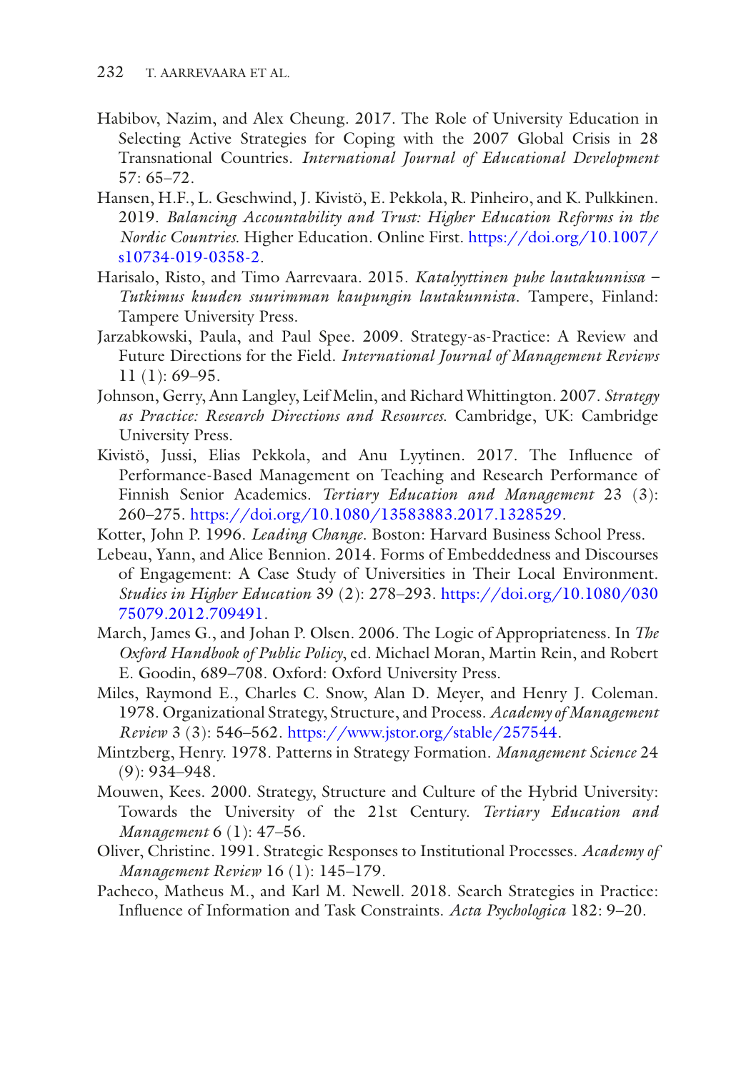Habibov, Nazim, and Alex Cheung. 2017. The Role of University Education in Selecting Active Strategies for Coping with the 2007 Global Crisis in 28 Transnational Countries. *International Journal of Educational Development* 57: 65–72.

Hansen, H.F., L. Geschwind, J. Kivistö, E. Pekkola, R. Pinheiro, and K. Pulkkinen. 2019. *Balancing Accountability and Trust: Higher Education Reforms in the Nordic Countries.* Higher Education. Online First. https://doi.org/10.1007/s10734-019-0358-2.

Harisalo, Risto, and Timo Aarrevaara. 2015. *Katalyyttinen puhe lautakunnissa – Tutkimus kuuden suurimman kaupungin lautakunnista*. Tampere, Finland: Tampere University Press.

Jarzabkowski, Paula, and Paul Spee. 2009. Strategy-as-Practice: A Review and Future Directions for the Field. *International Journal of Management Reviews* 11 (1): 69–95.

Johnson, Gerry, Ann Langley, Leif Melin, and Richard Whittington. 2007. *Strategy as Practice: Research Directions and Resources.* Cambridge, UK: Cambridge University Press.

Kivistö, Jussi, Elias Pekkola, and Anu Lyytinen. 2017. The Influence of Performance-Based Management on Teaching and Research Performance of Finnish Senior Academics. *Tertiary Education and Management* 23 (3): 260–275. https://doi.org/10.1080/13583883.2017.1328529.

Kotter, John P. 1996. *Leading Change*. Boston: Harvard Business School Press.

Lebeau, Yann, and Alice Bennion. 2014. Forms of Embeddedness and Discourses of Engagement: A Case Study of Universities in Their Local Environment. *Studies in Higher Education* 39 (2): 278–293. https://doi.org/10.1080/03075079.2012.709491.

March, James G., and Johan P. Olsen. 2006. The Logic of Appropriateness. In *The Oxford Handbook of Public Policy*, ed. Michael Moran, Martin Rein, and Robert E. Goodin, 689–708. Oxford: Oxford University Press.

Miles, Raymond E., Charles C. Snow, Alan D. Meyer, and Henry J. Coleman. 1978. Organizational Strategy, Structure, and Process. *Academy of Management Review* 3 (3): 546–562. https://www.jstor.org/stable/257544.

Mintzberg, Henry. 1978. Patterns in Strategy Formation. *Management Science* 24 (9): 934–948.

Mouwen, Kees. 2000. Strategy, Structure and Culture of the Hybrid University: Towards the University of the 21st Century. *Tertiary Education and Management* 6 (1): 47–56.

Oliver, Christine. 1991. Strategic Responses to Institutional Processes. *Academy of Management Review* 16 (1): 145–179.

Pacheco, Matheus M., and Karl M. Newell. 2018. Search Strategies in Practice: Influence of Information and Task Constraints. *Acta Psychologica* 182: 9–20.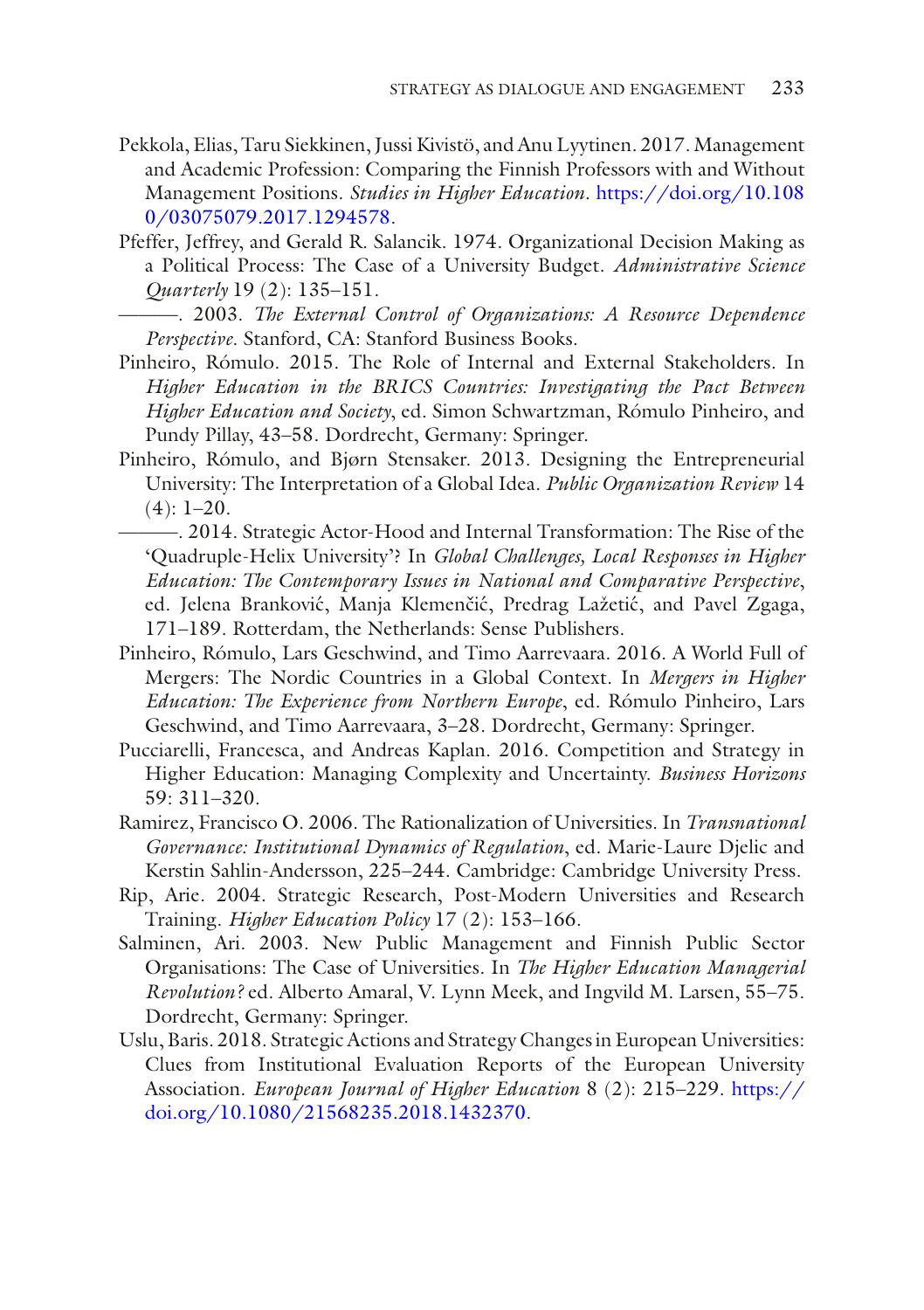Pekkola, Elias, Taru Siekkinen, Jussi Kivistö, and Anu Lyytinen. 2017. Management and Academic Profession: Comparing the Finnish Professors with and Without Management Positions. *Studies in Higher Education*. https://doi.org/10.1080/03075079.2017.1294578.

Pfeffer, Jeffrey, and Gerald R. Salancik. 1974. Organizational Decision Making as a Political Process: The Case of a University Budget. *Administrative Science Quarterly* 19 (2): 135–151.

———. 2003. *The External Control of Organizations: A Resource Dependence Perspective*. Stanford, CA: Stanford Business Books.

Pinheiro, Rómulo. 2015. The Role of Internal and External Stakeholders. In *Higher Education in the BRICS Countries: Investigating the Pact Between Higher Education and Society*, ed. Simon Schwartzman, Rómulo Pinheiro, and Pundy Pillay, 43–58. Dordrecht, Germany: Springer.

Pinheiro, Rómulo, and Bjørn Stensaker. 2013. Designing the Entrepreneurial University: The Interpretation of a Global Idea. *Public Organization Review* 14 (4): 1–20.

———. 2014. Strategic Actor-Hood and Internal Transformation: The Rise of the 'Quadruple-Helix University'? In *Global Challenges, Local Responses in Higher Education: The Contemporary Issues in National and Comparative Perspective*, ed. Jelena Branković, Manja Klemenčić, Predrag Lažetić, and Pavel Zgaga, 171–189. Rotterdam, the Netherlands: Sense Publishers.

Pinheiro, Rómulo, Lars Geschwind, and Timo Aarrevaara. 2016. A World Full of Mergers: The Nordic Countries in a Global Context. In *Mergers in Higher Education: The Experience from Northern Europe*, ed. Rómulo Pinheiro, Lars Geschwind, and Timo Aarrevaara, 3–28. Dordrecht, Germany: Springer.

Pucciarelli, Francesca, and Andreas Kaplan. 2016. Competition and Strategy in Higher Education: Managing Complexity and Uncertainty. *Business Horizons* 59: 311–320.

Ramirez, Francisco O. 2006. The Rationalization of Universities. In *Transnational Governance: Institutional Dynamics of Regulation*, ed. Marie-Laure Djelic and Kerstin Sahlin-Andersson, 225–244. Cambridge: Cambridge University Press.

Rip, Arie. 2004. Strategic Research, Post-Modern Universities and Research Training. *Higher Education Policy* 17 (2): 153–166.

Salminen, Ari. 2003. New Public Management and Finnish Public Sector Organisations: The Case of Universities. In *The Higher Education Managerial Revolution?* ed. Alberto Amaral, V. Lynn Meek, and Ingvild M. Larsen, 55–75. Dordrecht, Germany: Springer.

Uslu, Baris. 2018. Strategic Actions and Strategy Changes in European Universities: Clues from Institutional Evaluation Reports of the European University Association. *European Journal of Higher Education* 8 (2): 215–229. https://doi.org/10.1080/21568235.2018.1432370.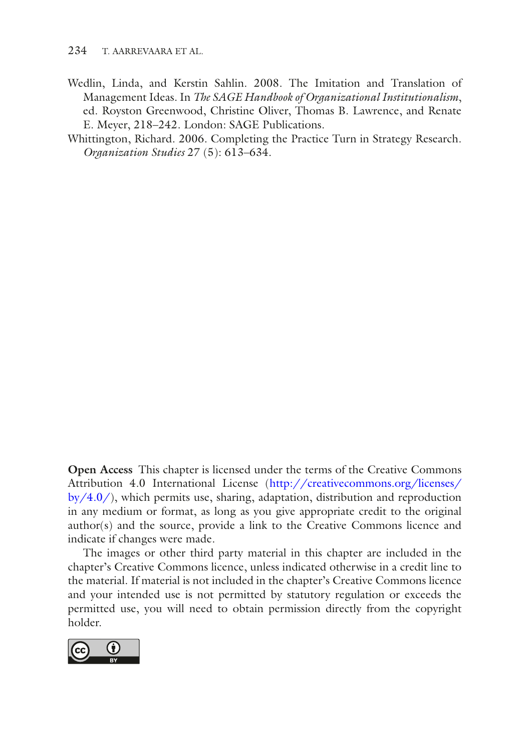Wedlin, Linda, and Kerstin Sahlin. 2008. The Imitation and Translation of Management Ideas. In *The SAGE Handbook of Organizational Institutionalism*, ed. Royston Greenwood, Christine Oliver, Thomas B. Lawrence, and Renate E. Meyer, 218–242. London: SAGE Publications.

Whittington, Richard. 2006. Completing the Practice Turn in Strategy Research. *Organization Studies* 27 (5): 613–634.

**Open Access** This chapter is licensed under the terms of the Creative Commons Attribution 4.0 International License (http://creativecommons.org/licenses/by/4.0/), which permits use, sharing, adaptation, distribution and reproduction in any medium or format, as long as you give appropriate credit to the original author(s) and the source, provide a link to the Creative Commons licence and indicate if changes were made.

The images or other third party material in this chapter are included in the chapter's Creative Commons licence, unless indicated otherwise in a credit line to the material. If material is not included in the chapter's Creative Commons licence and your intended use is not permitted by statutory regulation or exceeds the permitted use, you will need to obtain permission directly from the copyright holder.